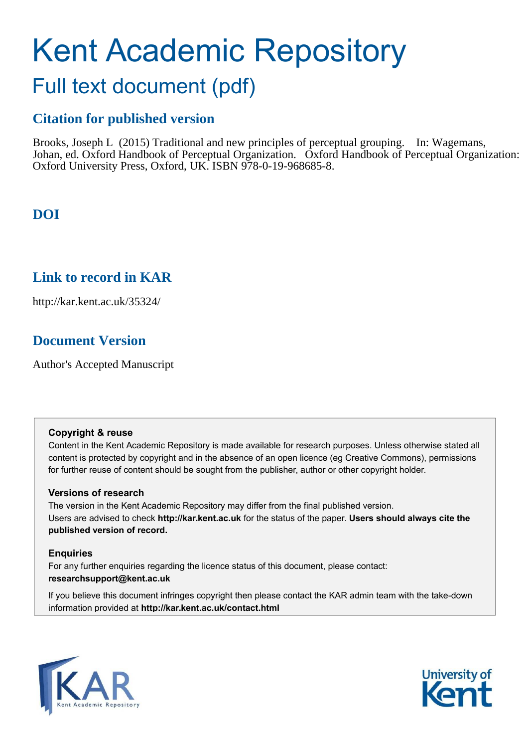# Kent Academic Repository

## Full text document (pdf)

### Citation for published version

Brooks, Joseph L (2015) Traditional and new principles of perceptual grouping. In: Wagemans, Johan, ed. Oxford Handbook of Perceptual Organization. Oxford Handbook of Perceptual Organization: Oxford University Press, Oxford, UK. ISBN 978-0-19-968685-8.

### DOI

### Link to record in KAR

http://kar.kent.ac.uk/35324/

### Document Version

Author's Accepted Manuscript

**Copyright & reuse**

Content in the Kent Academic Repository is made available for research purposes. Unless otherwise stated all content is protected by copyright and in the absence of an open licence (eg Creative Commons), permissions for further reuse of content should be sought from the publisher, author or other copyright holder.

**Versions of research**

The version in the Kent Academic Repository may differ from the final published version. Users are advised to check **http://kar.kent.ac.uk** for the status of the paper. **Users should always cite the published version of record.**

**Enquiries**

For any further enquiries regarding the licence status of this document, please contact: **researchsupport@kent.ac.uk**

If you believe this document infringes copyright then please contact the KAR admin team with the take-down information provided at **http://kar.kent.ac.uk/contact.html**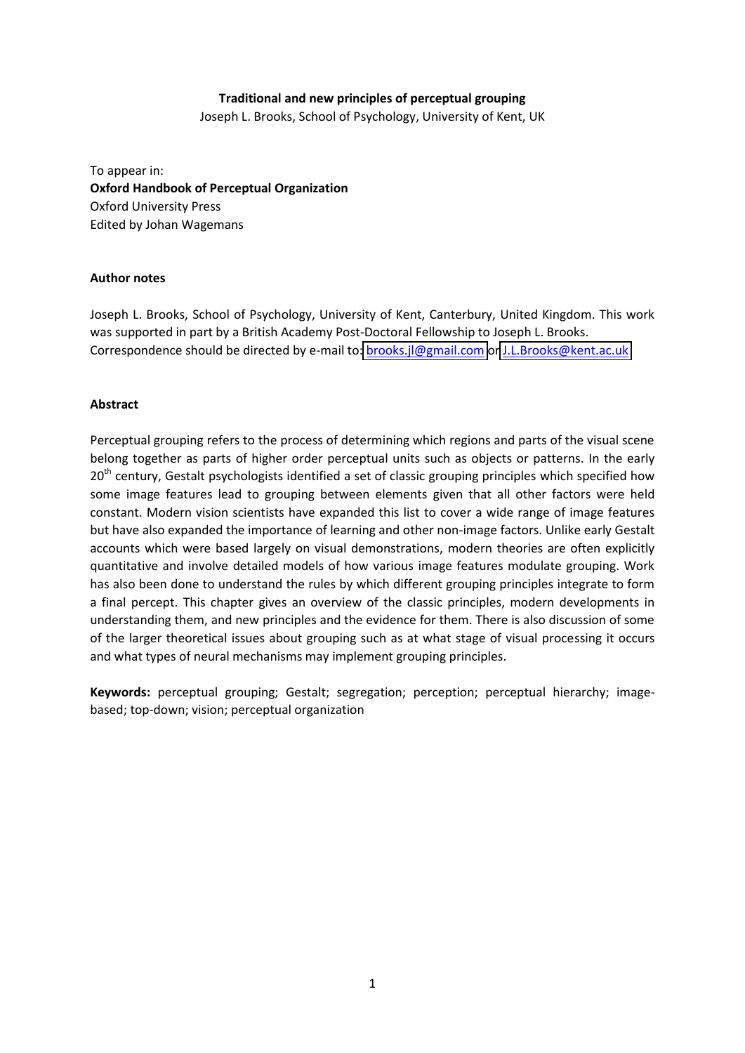**Traditional and new principles of perceptual grouping**

Joseph L. Brooks, School of Psychology, University of Kent, UK

To appear in:
**Oxford Handbook of Perceptual Organization**
Oxford University Press
Edited by Johan Wagemans

**Author notes**

Joseph L. Brooks, School of Psychology, University of Kent, Canterbury, United Kingdom. This work was supported in part by a British Academy Post-Doctoral Fellowship to Joseph L. Brooks. Correspondence should be directed by e-mail to: brooks.jl@gmail.com or J.L.Brooks@kent.ac.uk

**Abstract**

Perceptual grouping refers to the process of determining which regions and parts of the visual scene belong together as parts of higher order perceptual units such as objects or patterns. In the early 20th century, Gestalt psychologists identified a set of classic grouping principles which specified how some image features lead to grouping between elements given that all other factors were held constant. Modern vision scientists have expanded this list to cover a wide range of image features but have also expanded the importance of learning and other non-image factors. Unlike early Gestalt accounts which were based largely on visual demonstrations, modern theories are often explicitly quantitative and involve detailed models of how various image features modulate grouping. Work has also been done to understand the rules by which different grouping principles integrate to form a final percept. This chapter gives an overview of the classic principles, modern developments in understanding them, and new principles and the evidence for them. There is also discussion of some of the larger theoretical issues about grouping such as at what stage of visual processing it occurs and what types of neural mechanisms may implement grouping principles.

**Keywords:** perceptual grouping; Gestalt; segregation; perception; perceptual hierarchy; image-based; top-down; vision; perceptual organization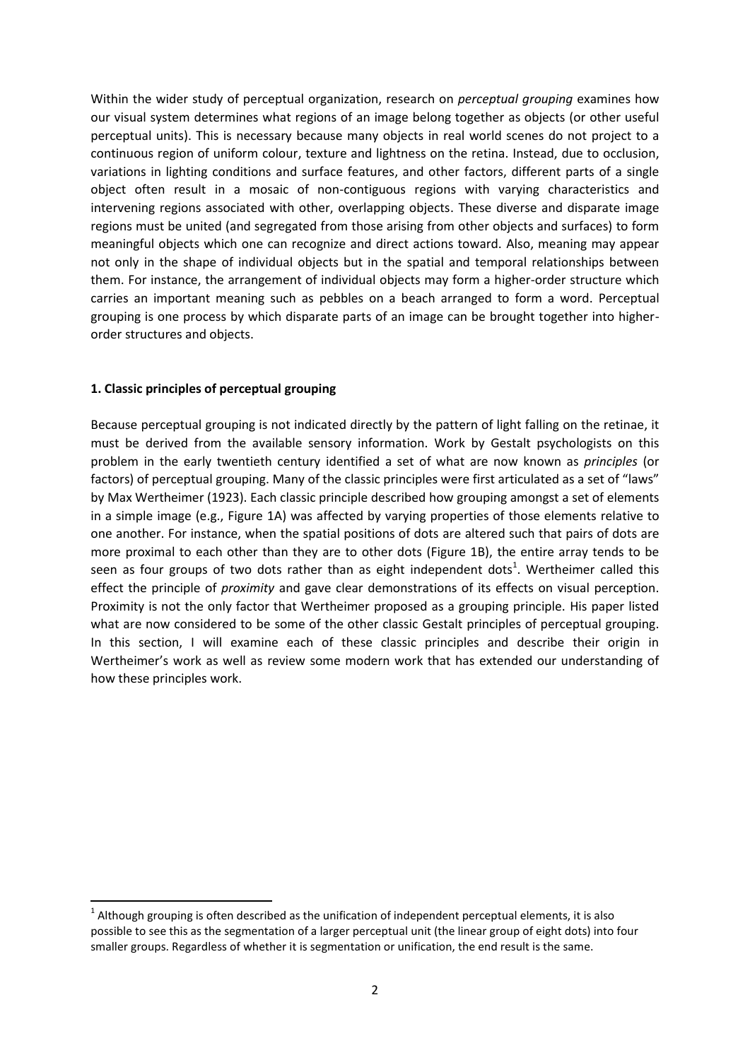Within the wider study of perceptual organization, research on *perceptual grouping* examines how our visual system determines what regions of an image belong together as objects (or other useful perceptual units). This is necessary because many objects in real world scenes do not project to a continuous region of uniform colour, texture and lightness on the retina. Instead, due to occlusion, variations in lighting conditions and surface features, and other factors, different parts of a single object often result in a mosaic of non-contiguous regions with varying characteristics and intervening regions associated with other, overlapping objects. These diverse and disparate image regions must be united (and segregated from those arising from other objects and surfaces) to form meaningful objects which one can recognize and direct actions toward. Also, meaning may appear not only in the shape of individual objects but in the spatial and temporal relationships between them. For instance, the arrangement of individual objects may form a higher-order structure which carries an important meaning such as pebbles on a beach arranged to form a word. Perceptual grouping is one process by which disparate parts of an image can be brought together into higher-order structures and objects.

## 1. Classic principles of perceptual grouping

Because perceptual grouping is not indicated directly by the pattern of light falling on the retinae, it must be derived from the available sensory information. Work by Gestalt psychologists on this problem in the early twentieth century identified a set of what are now known as *principles* (or factors) of perceptual grouping. Many of the classic principles were first articulated as a set of "laws" by Max Wertheimer (1923). Each classic principle described how grouping amongst a set of elements in a simple image (e.g., Figure 1A) was affected by varying properties of those elements relative to one another. For instance, when the spatial positions of dots are altered such that pairs of dots are more proximal to each other than they are to other dots (Figure 1B), the entire array tends to be seen as four groups of two dots rather than as eight independent dots[1]. Wertheimer called this effect the principle of *proximity* and gave clear demonstrations of its effects on visual perception. Proximity is not the only factor that Wertheimer proposed as a grouping principle. His paper listed what are now considered to be some of the other classic Gestalt principles of perceptual grouping. In this section, I will examine each of these classic principles and describe their origin in Wertheimer's work as well as review some modern work that has extended our understanding of how these principles work.

[1] Although grouping is often described as the unification of independent perceptual elements, it is also possible to see this as the segmentation of a larger perceptual unit (the linear group of eight dots) into four smaller groups. Regardless of whether it is segmentation or unification, the end result is the same.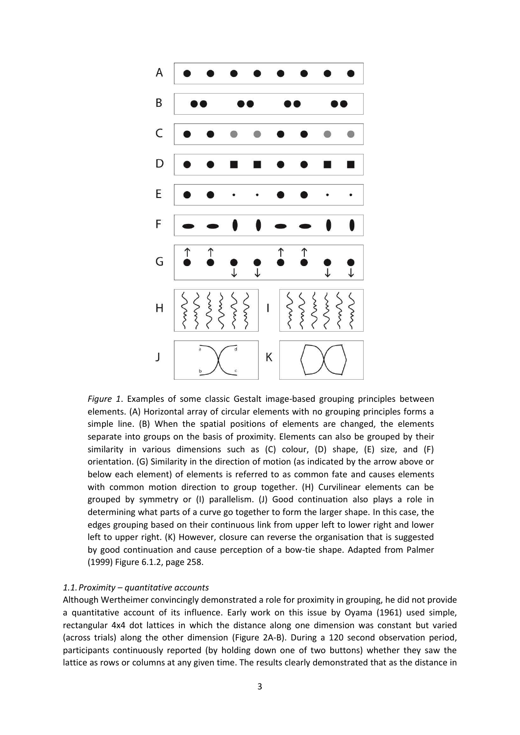*Figure 1*. Examples of some classic Gestalt image-based grouping principles between elements. (A) Horizontal array of circular elements with no grouping principles forms a simple line. (B) When the spatial positions of elements are changed, the elements separate into groups on the basis of proximity. Elements can also be grouped by their similarity in various dimensions such as (C) colour, (D) shape, (E) size, and (F) orientation. (G) Similarity in the direction of motion (as indicated by the arrow above or below each element) of elements is referred to as common fate and causes elements with common motion direction to group together. (H) Curvilinear elements can be grouped by symmetry or (I) parallelism. (J) Good continuation also plays a role in determining what parts of a curve go together to form the larger shape. In this case, the edges grouping based on their continuous link from upper left to lower right and lower left to upper right. (K) However, closure can reverse the organisation that is suggested by good continuation and cause perception of a bow-tie shape. Adapted from Palmer (1999) Figure 6.1.2, page 258.

### *1.1. Proximity – quantitative accounts*

Although Wertheimer convincingly demonstrated a role for proximity in grouping, he did not provide a quantitative account of its influence. Early work on this issue by Oyama (1961) used simple, rectangular 4x4 dot lattices in which the distance along one dimension was constant but varied (across trials) along the other dimension (Figure 2A-B). During a 120 second observation period, participants continuously reported (by holding down one of two buttons) whether they saw the lattice as rows or columns at any given time. The results clearly demonstrated that as the distance in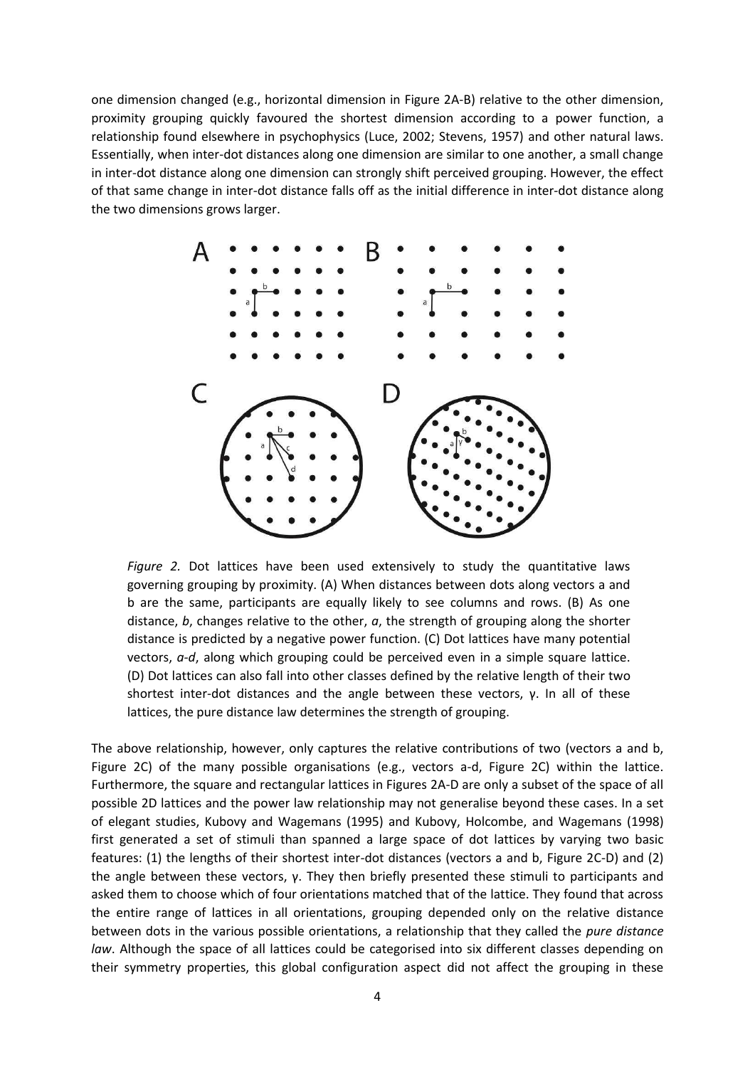one dimension changed (e.g., horizontal dimension in Figure 2A-B) relative to the other dimension, proximity grouping quickly favoured the shortest dimension according to a power function, a relationship found elsewhere in psychophysics (Luce, 2002; Stevens, 1957) and other natural laws. Essentially, when inter-dot distances along one dimension are similar to one another, a small change in inter-dot distance along one dimension can strongly shift perceived grouping. However, the effect of that same change in inter-dot distance falls off as the initial difference in inter-dot distance along the two dimensions grows larger.

*Figure 2.* Dot lattices have been used extensively to study the quantitative laws governing grouping by proximity. (A) When distances between dots along vectors a and b are the same, participants are equally likely to see columns and rows. (B) As one distance, *b*, changes relative to the other, *a*, the strength of grouping along the shorter distance is predicted by a negative power function. (C) Dot lattices have many potential vectors, *a-d*, along which grouping could be perceived even in a simple square lattice. (D) Dot lattices can also fall into other classes defined by the relative length of their two shortest inter-dot distances and the angle between these vectors, γ. In all of these lattices, the pure distance law determines the strength of grouping.

The above relationship, however, only captures the relative contributions of two (vectors a and b, Figure 2C) of the many possible organisations (e.g., vectors a-d, Figure 2C) within the lattice. Furthermore, the square and rectangular lattices in Figures 2A-D are only a subset of the space of all possible 2D lattices and the power law relationship may not generalise beyond these cases. In a set of elegant studies, Kubovy and Wagemans (1995) and Kubovy, Holcombe, and Wagemans (1998) first generated a set of stimuli than spanned a large space of dot lattices by varying two basic features: (1) the lengths of their shortest inter-dot distances (vectors a and b, Figure 2C-D) and (2) the angle between these vectors, γ. They then briefly presented these stimuli to participants and asked them to choose which of four orientations matched that of the lattice. They found that across the entire range of lattices in all orientations, grouping depended only on the relative distance between dots in the various possible orientations, a relationship that they called the *pure distance law*. Although the space of all lattices could be categorised into six different classes depending on their symmetry properties, this global configuration aspect did not affect the grouping in these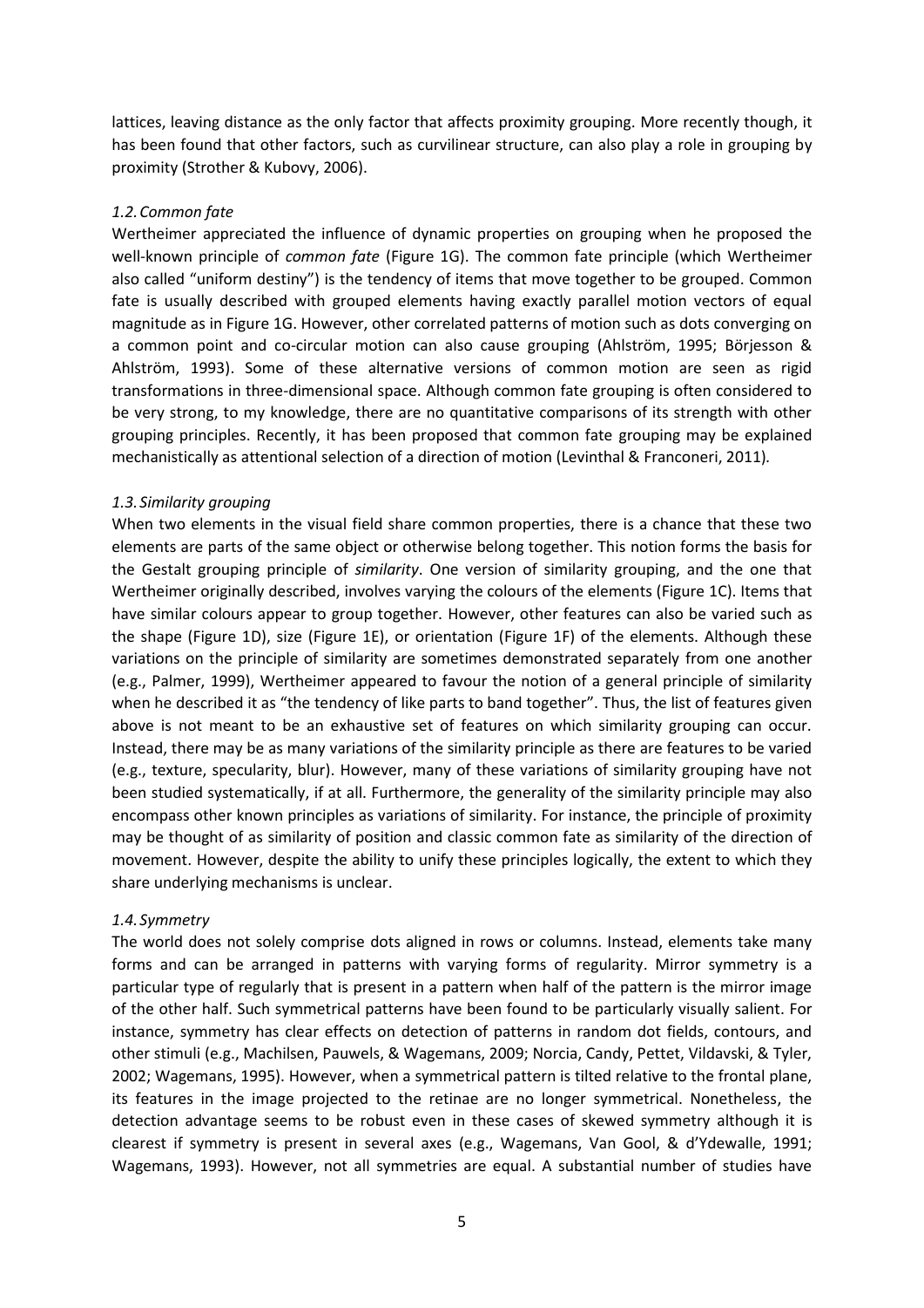lattices, leaving distance as the only factor that affects proximity grouping. More recently though, it has been found that other factors, such as curvilinear structure, can also play a role in grouping by proximity (Strother & Kubovy, 2006).

### *1.2. Common fate*

Wertheimer appreciated the influence of dynamic properties on grouping when he proposed the well-known principle of *common fate* (Figure 1G). The common fate principle (which Wertheimer also called "uniform destiny") is the tendency of items that move together to be grouped. Common fate is usually described with grouped elements having exactly parallel motion vectors of equal magnitude as in Figure 1G. However, other correlated patterns of motion such as dots converging on a common point and co-circular motion can also cause grouping (Ahlström, 1995; Börjesson & Ahlström, 1993). Some of these alternative versions of common motion are seen as rigid transformations in three-dimensional space. Although common fate grouping is often considered to be very strong, to my knowledge, there are no quantitative comparisons of its strength with other grouping principles. Recently, it has been proposed that common fate grouping may be explained mechanistically as attentional selection of a direction of motion (Levinthal & Franconeri, 2011).

### *1.3. Similarity grouping*

When two elements in the visual field share common properties, there is a chance that these two elements are parts of the same object or otherwise belong together. This notion forms the basis for the Gestalt grouping principle of *similarity*. One version of similarity grouping, and the one that Wertheimer originally described, involves varying the colours of the elements (Figure 1C). Items that have similar colours appear to group together. However, other features can also be varied such as the shape (Figure 1D), size (Figure 1E), or orientation (Figure 1F) of the elements. Although these variations on the principle of similarity are sometimes demonstrated separately from one another (e.g., Palmer, 1999), Wertheimer appeared to favour the notion of a general principle of similarity when he described it as "the tendency of like parts to band together". Thus, the list of features given above is not meant to be an exhaustive set of features on which similarity grouping can occur. Instead, there may be as many variations of the similarity principle as there are features to be varied (e.g., texture, specularity, blur). However, many of these variations of similarity grouping have not been studied systematically, if at all. Furthermore, the generality of the similarity principle may also encompass other known principles as variations of similarity. For instance, the principle of proximity may be thought of as similarity of position and classic common fate as similarity of the direction of movement. However, despite the ability to unify these principles logically, the extent to which they share underlying mechanisms is unclear.

### *1.4. Symmetry*

The world does not solely comprise dots aligned in rows or columns. Instead, elements take many forms and can be arranged in patterns with varying forms of regularity. Mirror symmetry is a particular type of regularly that is present in a pattern when half of the pattern is the mirror image of the other half. Such symmetrical patterns have been found to be particularly visually salient. For instance, symmetry has clear effects on detection of patterns in random dot fields, contours, and other stimuli (e.g., Machilsen, Pauwels, & Wagemans, 2009; Norcia, Candy, Pettet, Vildavski, & Tyler, 2002; Wagemans, 1995). However, when a symmetrical pattern is tilted relative to the frontal plane, its features in the image projected to the retinae are no longer symmetrical. Nonetheless, the detection advantage seems to be robust even in these cases of skewed symmetry although it is clearest if symmetry is present in several axes (e.g., Wagemans, Van Gool, & d'Ydewalle, 1991; Wagemans, 1993). However, not all symmetries are equal. A substantial number of studies have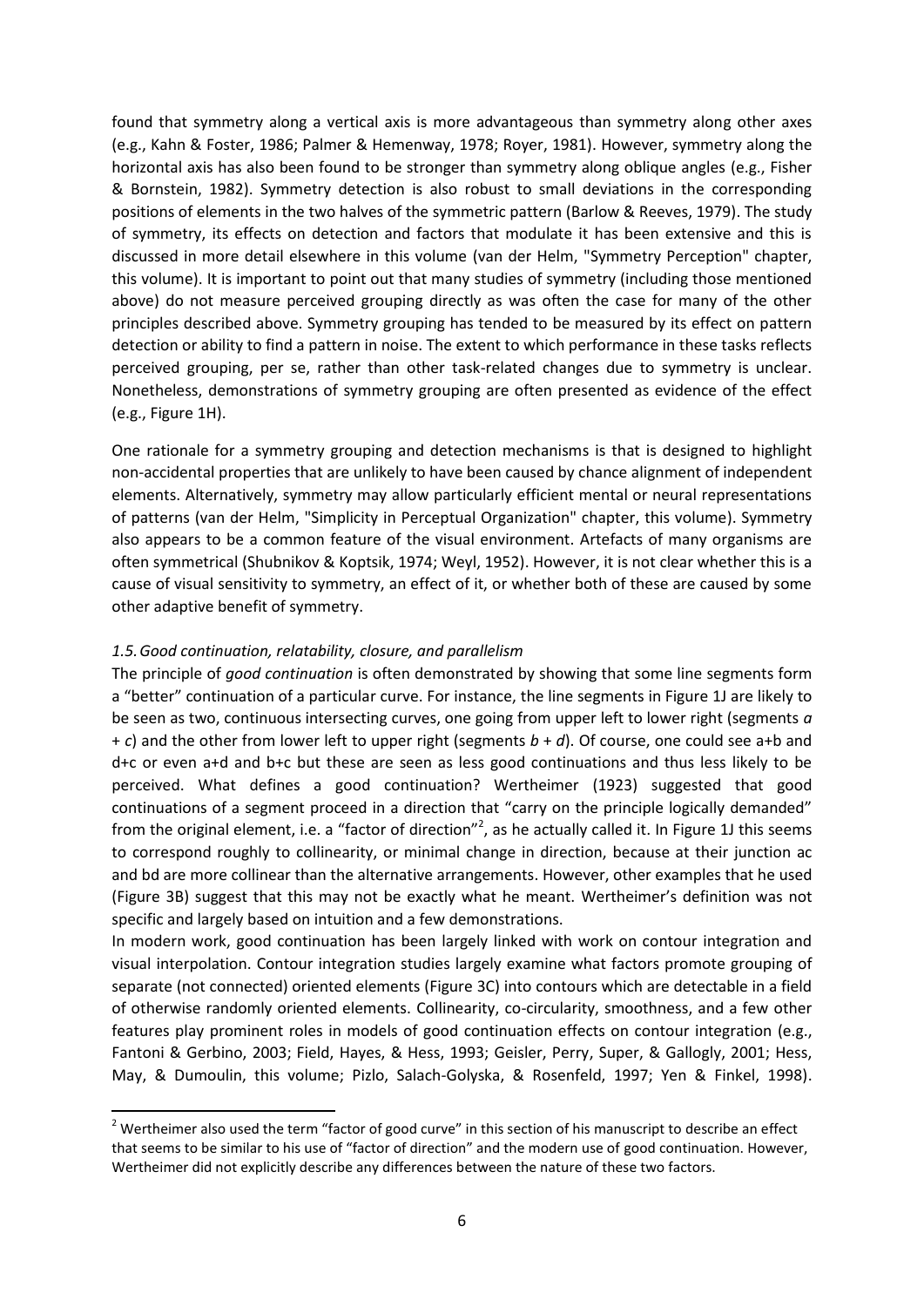found that symmetry along a vertical axis is more advantageous than symmetry along other axes (e.g., Kahn & Foster, 1986; Palmer & Hemenway, 1978; Royer, 1981). However, symmetry along the horizontal axis has also been found to be stronger than symmetry along oblique angles (e.g., Fisher & Bornstein, 1982). Symmetry detection is also robust to small deviations in the corresponding positions of elements in the two halves of the symmetric pattern (Barlow & Reeves, 1979). The study of symmetry, its effects on detection and factors that modulate it has been extensive and this is discussed in more detail elsewhere in this volume (van der Helm, "Symmetry Perception" chapter, this volume). It is important to point out that many studies of symmetry (including those mentioned above) do not measure perceived grouping directly as was often the case for many of the other principles described above. Symmetry grouping has tended to be measured by its effect on pattern detection or ability to find a pattern in noise. The extent to which performance in these tasks reflects perceived grouping, per se, rather than other task-related changes due to symmetry is unclear. Nonetheless, demonstrations of symmetry grouping are often presented as evidence of the effect (e.g., Figure 1H).

One rationale for a symmetry grouping and detection mechanisms is that is designed to highlight non-accidental properties that are unlikely to have been caused by chance alignment of independent elements. Alternatively, symmetry may allow particularly efficient mental or neural representations of patterns (van der Helm, "Simplicity in Perceptual Organization" chapter, this volume). Symmetry also appears to be a common feature of the visual environment. Artefacts of many organisms are often symmetrical (Shubnikov & Koptsik, 1974; Weyl, 1952). However, it is not clear whether this is a cause of visual sensitivity to symmetry, an effect of it, or whether both of these are caused by some other adaptive benefit of symmetry.

### *1.5. Good continuation, relatability, closure, and parallelism*

The principle of *good continuation* is often demonstrated by showing that some line segments form a "better" continuation of a particular curve. For instance, the line segments in Figure 1J are likely to be seen as two, continuous intersecting curves, one going from upper left to lower right (segments *a* + *c*) and the other from lower left to upper right (segments *b* + *d*). Of course, one could see a+b and d+c or even a+d and b+c but these are seen as less good continuations and thus less likely to be perceived. What defines a good continuation? Wertheimer (1923) suggested that good continuations of a segment proceed in a direction that "carry on the principle logically demanded" from the original element, i.e. a "factor of direction"[2], as he actually called it. In Figure 1J this seems to correspond roughly to collinearity, or minimal change in direction, because at their junction ac and bd are more collinear than the alternative arrangements. However, other examples that he used (Figure 3B) suggest that this may not be exactly what he meant. Wertheimer's definition was not specific and largely based on intuition and a few demonstrations.

In modern work, good continuation has been largely linked with work on contour integration and visual interpolation. Contour integration studies largely examine what factors promote grouping of separate (not connected) oriented elements (Figure 3C) into contours which are detectable in a field of otherwise randomly oriented elements. Collinearity, co-circularity, smoothness, and a few other features play prominent roles in models of good continuation effects on contour integration (e.g., Fantoni & Gerbino, 2003; Field, Hayes, & Hess, 1993; Geisler, Perry, Super, & Gallogly, 2001; Hess, May, & Dumoulin, this volume; Pizlo, Salach-Golyska, & Rosenfeld, 1997; Yen & Finkel, 1998).

[2] Wertheimer also used the term "factor of good curve" in this section of his manuscript to describe an effect that seems to be similar to his use of "factor of direction" and the modern use of good continuation. However, Wertheimer did not explicitly describe any differences between the nature of these two factors.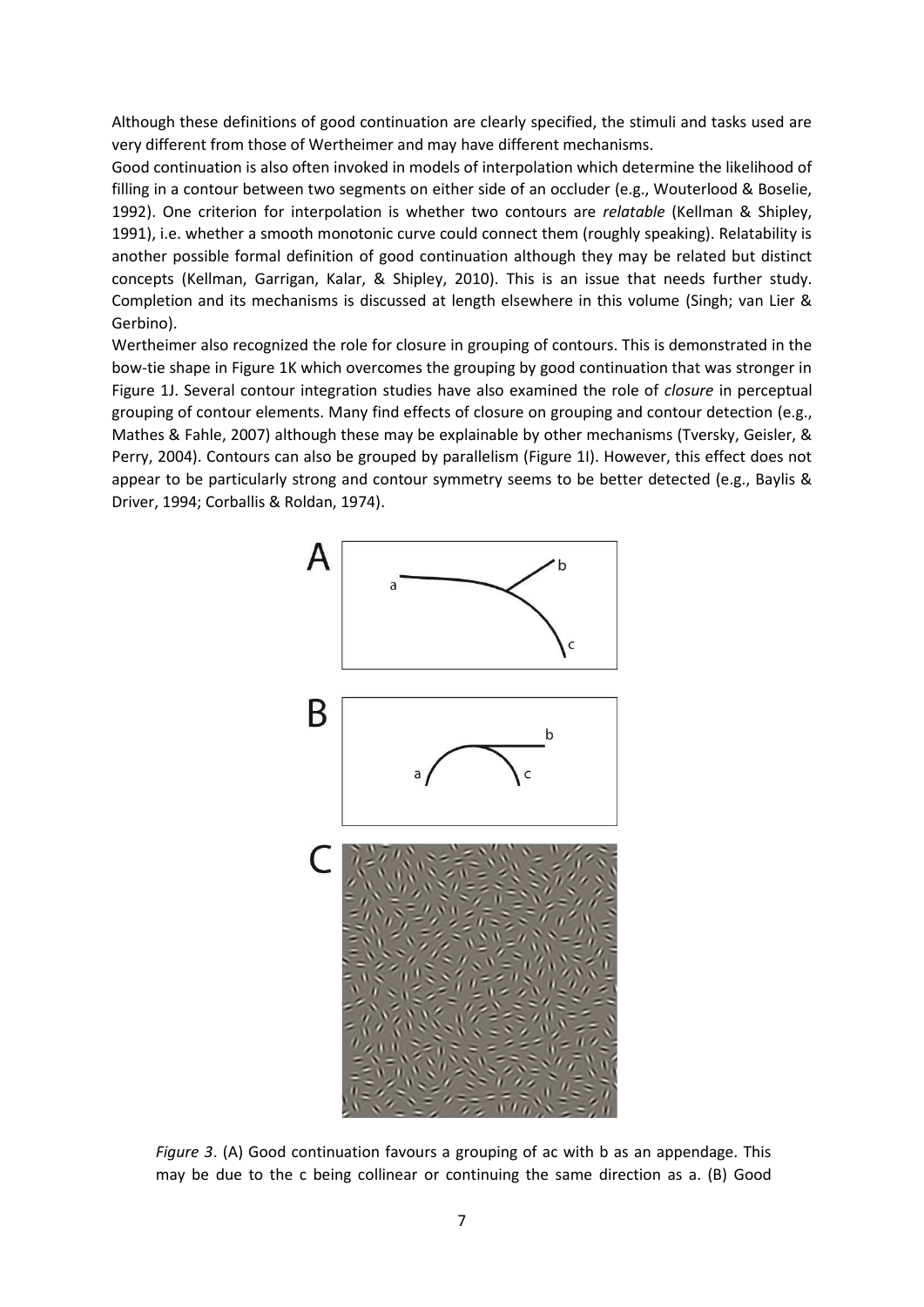Although these definitions of good continuation are clearly specified, the stimuli and tasks used are very different from those of Wertheimer and may have different mechanisms.

Good continuation is also often invoked in models of interpolation which determine the likelihood of filling in a contour between two segments on either side of an occluder (e.g., Wouterlood & Boselie, 1992). One criterion for interpolation is whether two contours are *relatable* (Kellman & Shipley, 1991), i.e. whether a smooth monotonic curve could connect them (roughly speaking). Relatability is another possible formal definition of good continuation although they may be related but distinct concepts (Kellman, Garrigan, Kalar, & Shipley, 2010). This is an issue that needs further study. Completion and its mechanisms is discussed at length elsewhere in this volume (Singh; van Lier & Gerbino).

Wertheimer also recognized the role for closure in grouping of contours. This is demonstrated in the bow-tie shape in Figure 1K which overcomes the grouping by good continuation that was stronger in Figure 1J. Several contour integration studies have also examined the role of *closure* in perceptual grouping of contour elements. Many find effects of closure on grouping and contour detection (e.g., Mathes & Fahle, 2007) although these may be explainable by other mechanisms (Tversky, Geisler, & Perry, 2004). Contours can also be grouped by parallelism (Figure 1I). However, this effect does not appear to be particularly strong and contour symmetry seems to be better detected (e.g., Baylis & Driver, 1994; Corballis & Roldan, 1974).

*Figure 3*. (A) Good continuation favours a grouping of ac with b as an appendage. This may be due to the c being collinear or continuing the same direction as a. (B) Good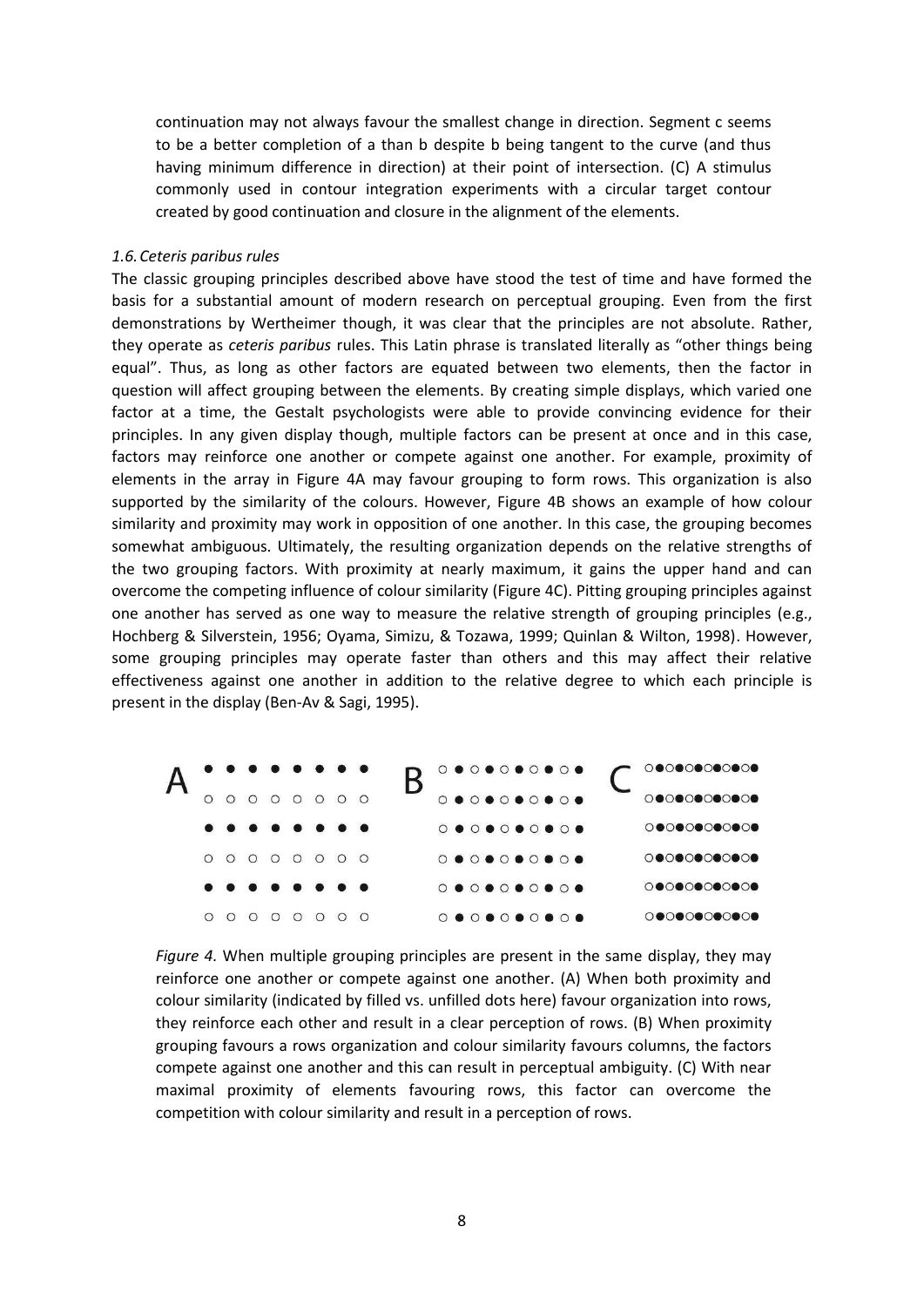continuation may not always favour the smallest change in direction. Segment c seems to be a better completion of a than b despite b being tangent to the curve (and thus having minimum difference in direction) at their point of intersection. (C) A stimulus commonly used in contour integration experiments with a circular target contour created by good continuation and closure in the alignment of the elements.

### *1.6. Ceteris paribus rules*

The classic grouping principles described above have stood the test of time and have formed the basis for a substantial amount of modern research on perceptual grouping. Even from the first demonstrations by Wertheimer though, it was clear that the principles are not absolute. Rather, they operate as *ceteris paribus* rules. This Latin phrase is translated literally as "other things being equal". Thus, as long as other factors are equated between two elements, then the factor in question will affect grouping between the elements. By creating simple displays, which varied one factor at a time, the Gestalt psychologists were able to provide convincing evidence for their principles. In any given display though, multiple factors can be present at once and in this case, factors may reinforce one another or compete against one another. For example, proximity of elements in the array in Figure 4A may favour grouping to form rows. This organization is also supported by the similarity of the colours. However, Figure 4B shows an example of how colour similarity and proximity may work in opposition of one another. In this case, the grouping becomes somewhat ambiguous. Ultimately, the resulting organization depends on the relative strengths of the two grouping factors. With proximity at nearly maximum, it gains the upper hand and can overcome the competing influence of colour similarity (Figure 4C). Pitting grouping principles against one another has served as one way to measure the relative strength of grouping principles (e.g., Hochberg & Silverstein, 1956; Oyama, Simizu, & Tozawa, 1999; Quinlan & Wilton, 1998). However, some grouping principles may operate faster than others and this may affect their relative effectiveness against one another in addition to the relative degree to which each principle is present in the display (Ben-Av & Sagi, 1995).

A

B

C

*Figure 4.* When multiple grouping principles are present in the same display, they may reinforce one another or compete against one another. (A) When both proximity and colour similarity (indicated by filled vs. unfilled dots here) favour organization into rows, they reinforce each other and result in a clear perception of rows. (B) When proximity grouping favours a rows organization and colour similarity favours columns, the factors compete against one another and this can result in perceptual ambiguity. (C) With near maximal proximity of elements favouring rows, this factor can overcome the competition with colour similarity and result in a perception of rows.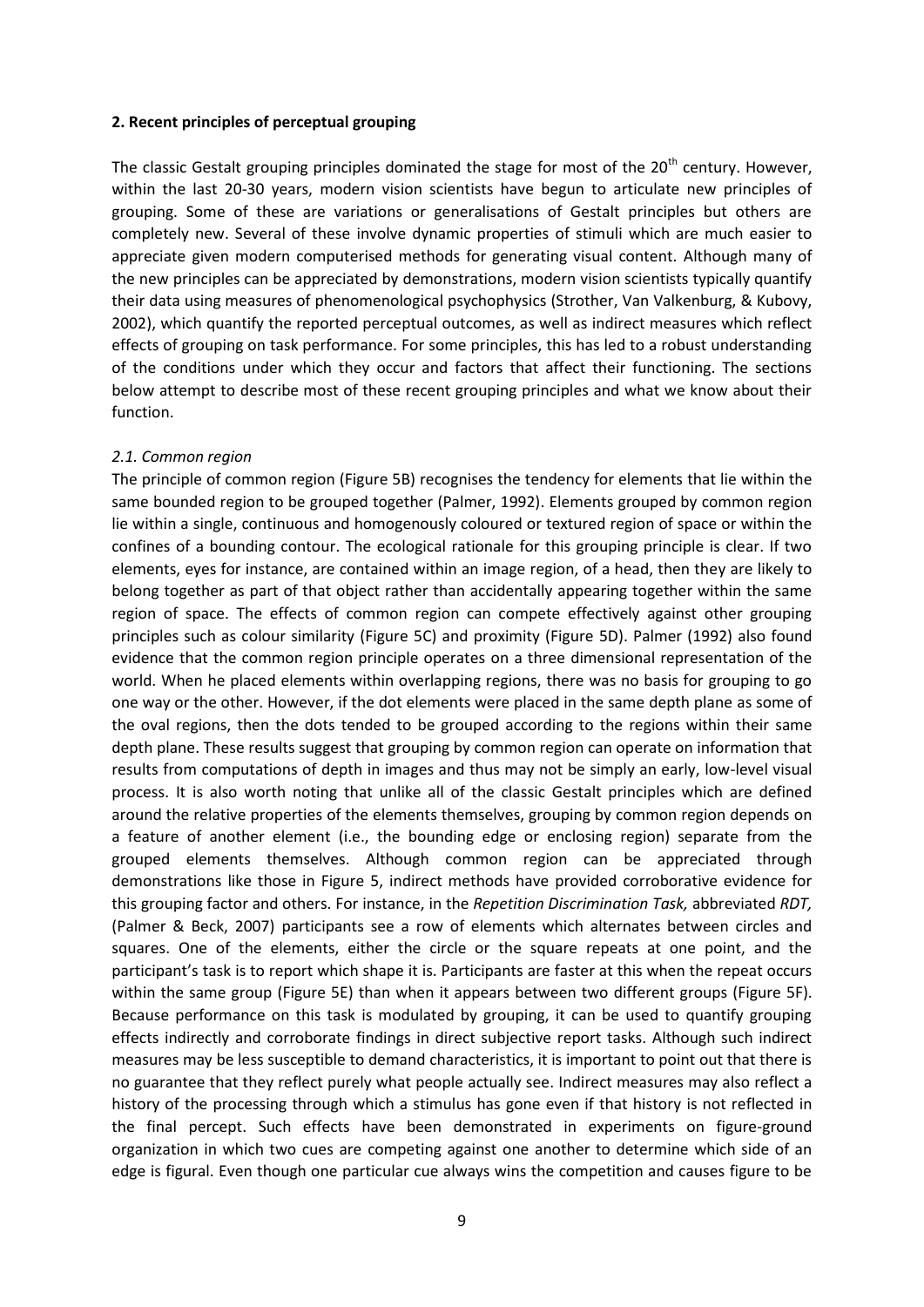## 2. Recent principles of perceptual grouping

The classic Gestalt grouping principles dominated the stage for most of the 20th century. However, within the last 20-30 years, modern vision scientists have begun to articulate new principles of grouping. Some of these are variations or generalisations of Gestalt principles but others are completely new. Several of these involve dynamic properties of stimuli which are much easier to appreciate given modern computerised methods for generating visual content. Although many of the new principles can be appreciated by demonstrations, modern vision scientists typically quantify their data using measures of phenomenological psychophysics (Strother, Van Valkenburg, & Kubovy, 2002), which quantify the reported perceptual outcomes, as well as indirect measures which reflect effects of grouping on task performance. For some principles, this has led to a robust understanding of the conditions under which they occur and factors that affect their functioning. The sections below attempt to describe most of these recent grouping principles and what we know about their function.

### *2.1. Common region*

The principle of common region (Figure 5B) recognises the tendency for elements that lie within the same bounded region to be grouped together (Palmer, 1992). Elements grouped by common region lie within a single, continuous and homogenously coloured or textured region of space or within the confines of a bounding contour. The ecological rationale for this grouping principle is clear. If two elements, eyes for instance, are contained within an image region, of a head, then they are likely to belong together as part of that object rather than accidentally appearing together within the same region of space. The effects of common region can compete effectively against other grouping principles such as colour similarity (Figure 5C) and proximity (Figure 5D). Palmer (1992) also found evidence that the common region principle operates on a three dimensional representation of the world. When he placed elements within overlapping regions, there was no basis for grouping to go one way or the other. However, if the dot elements were placed in the same depth plane as some of the oval regions, then the dots tended to be grouped according to the regions within their same depth plane. These results suggest that grouping by common region can operate on information that results from computations of depth in images and thus may not be simply an early, low-level visual process. It is also worth noting that unlike all of the classic Gestalt principles which are defined around the relative properties of the elements themselves, grouping by common region depends on a feature of another element (i.e., the bounding edge or enclosing region) separate from the grouped elements themselves. Although common region can be appreciated through demonstrations like those in Figure 5, indirect methods have provided corroborative evidence for this grouping factor and others. For instance, in the *Repetition Discrimination Task,* abbreviated *RDT,* (Palmer & Beck, 2007) participants see a row of elements which alternates between circles and squares. One of the elements, either the circle or the square repeats at one point, and the participant's task is to report which shape it is. Participants are faster at this when the repeat occurs within the same group (Figure 5E) than when it appears between two different groups (Figure 5F). Because performance on this task is modulated by grouping, it can be used to quantify grouping effects indirectly and corroborate findings in direct subjective report tasks. Although such indirect measures may be less susceptible to demand characteristics, it is important to point out that there is no guarantee that they reflect purely what people actually see. Indirect measures may also reflect a history of the processing through which a stimulus has gone even if that history is not reflected in the final percept. Such effects have been demonstrated in experiments on figure-ground organization in which two cues are competing against one another to determine which side of an edge is figural. Even though one particular cue always wins the competition and causes figure to be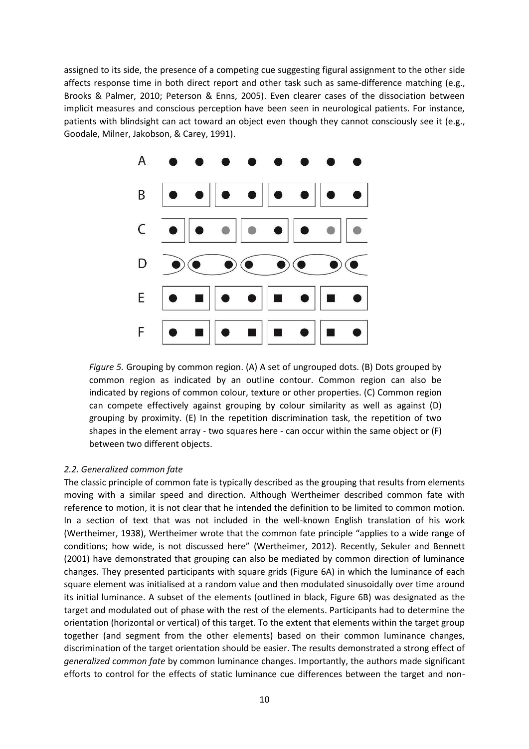assigned to its side, the presence of a competing cue suggesting figural assignment to the other side affects response time in both direct report and other task such as same-difference matching (e.g., Brooks & Palmer, 2010; Peterson & Enns, 2005). Even clearer cases of the dissociation between implicit measures and conscious perception have been seen in neurological patients. For instance, patients with blindsight can act toward an object even though they cannot consciously see it (e.g., Goodale, Milner, Jakobson, & Carey, 1991).

*Figure 5.* Grouping by common region. (A) A set of ungrouped dots. (B) Dots grouped by common region as indicated by an outline contour. Common region can also be indicated by regions of common colour, texture or other properties. (C) Common region can compete effectively against grouping by colour similarity as well as against (D) grouping by proximity. (E) In the repetition discrimination task, the repetition of two shapes in the element array - two squares here - can occur within the same object or (F) between two different objects.

### *2.2. Generalized common fate*

The classic principle of common fate is typically described as the grouping that results from elements moving with a similar speed and direction. Although Wertheimer described common fate with reference to motion, it is not clear that he intended the definition to be limited to common motion. In a section of text that was not included in the well-known English translation of his work (Wertheimer, 1938), Wertheimer wrote that the common fate principle "applies to a wide range of conditions; how wide, is not discussed here" (Wertheimer, 2012). Recently, Sekuler and Bennett (2001) have demonstrated that grouping can also be mediated by common direction of luminance changes. They presented participants with square grids (Figure 6A) in which the luminance of each square element was initialised at a random value and then modulated sinusoidally over time around its initial luminance. A subset of the elements (outlined in black, Figure 6B) was designated as the target and modulated out of phase with the rest of the elements. Participants had to determine the orientation (horizontal or vertical) of this target. To the extent that elements within the target group together (and segment from the other elements) based on their common luminance changes, discrimination of the target orientation should be easier. The results demonstrated a strong effect of *generalized common fate* by common luminance changes. Importantly, the authors made significant efforts to control for the effects of static luminance cue differences between the target and non-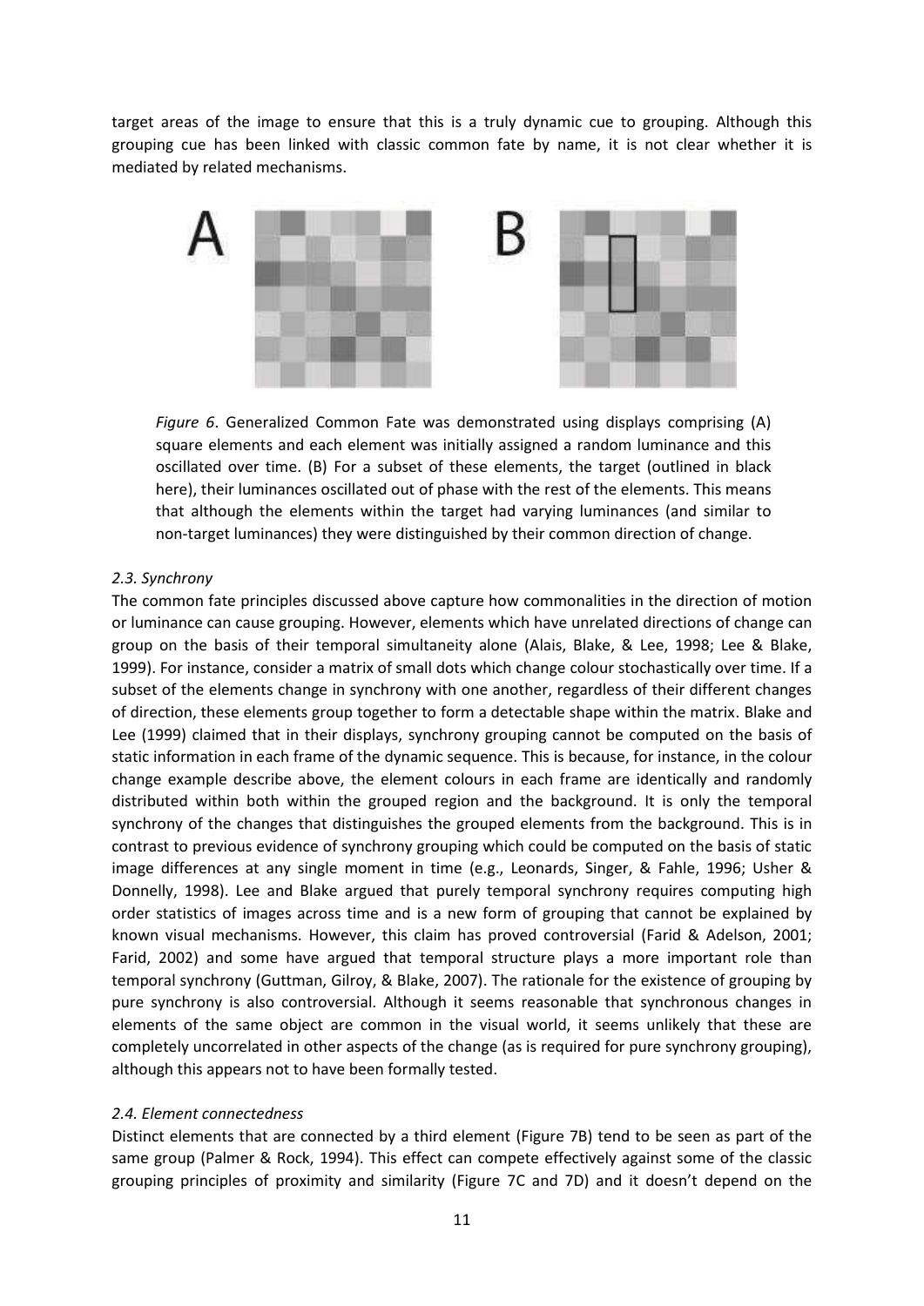target areas of the image to ensure that this is a truly dynamic cue to grouping. Although this grouping cue has been linked with classic common fate by name, it is not clear whether it is mediated by related mechanisms.

*Figure 6*. Generalized Common Fate was demonstrated using displays comprising (A) square elements and each element was initially assigned a random luminance and this oscillated over time. (B) For a subset of these elements, the target (outlined in black here), their luminances oscillated out of phase with the rest of the elements. This means that although the elements within the target had varying luminances (and similar to non-target luminances) they were distinguished by their common direction of change.

### *2.3. Synchrony*

The common fate principles discussed above capture how commonalities in the direction of motion or luminance can cause grouping. However, elements which have unrelated directions of change can group on the basis of their temporal simultaneity alone (Alais, Blake, & Lee, 1998; Lee & Blake, 1999). For instance, consider a matrix of small dots which change colour stochastically over time. If a subset of the elements change in synchrony with one another, regardless of their different changes of direction, these elements group together to form a detectable shape within the matrix. Blake and Lee (1999) claimed that in their displays, synchrony grouping cannot be computed on the basis of static information in each frame of the dynamic sequence. This is because, for instance, in the colour change example describe above, the element colours in each frame are identically and randomly distributed within both within the grouped region and the background. It is only the temporal synchrony of the changes that distinguishes the grouped elements from the background. This is in contrast to previous evidence of synchrony grouping which could be computed on the basis of static image differences at any single moment in time (e.g., Leonards, Singer, & Fahle, 1996; Usher & Donnelly, 1998). Lee and Blake argued that purely temporal synchrony requires computing high order statistics of images across time and is a new form of grouping that cannot be explained by known visual mechanisms. However, this claim has proved controversial (Farid & Adelson, 2001; Farid, 2002) and some have argued that temporal structure plays a more important role than temporal synchrony (Guttman, Gilroy, & Blake, 2007). The rationale for the existence of grouping by pure synchrony is also controversial. Although it seems reasonable that synchronous changes in elements of the same object are common in the visual world, it seems unlikely that these are completely uncorrelated in other aspects of the change (as is required for pure synchrony grouping), although this appears not to have been formally tested.

### *2.4. Element connectedness*

Distinct elements that are connected by a third element (Figure 7B) tend to be seen as part of the same group (Palmer & Rock, 1994). This effect can compete effectively against some of the classic grouping principles of proximity and similarity (Figure 7C and 7D) and it doesn't depend on the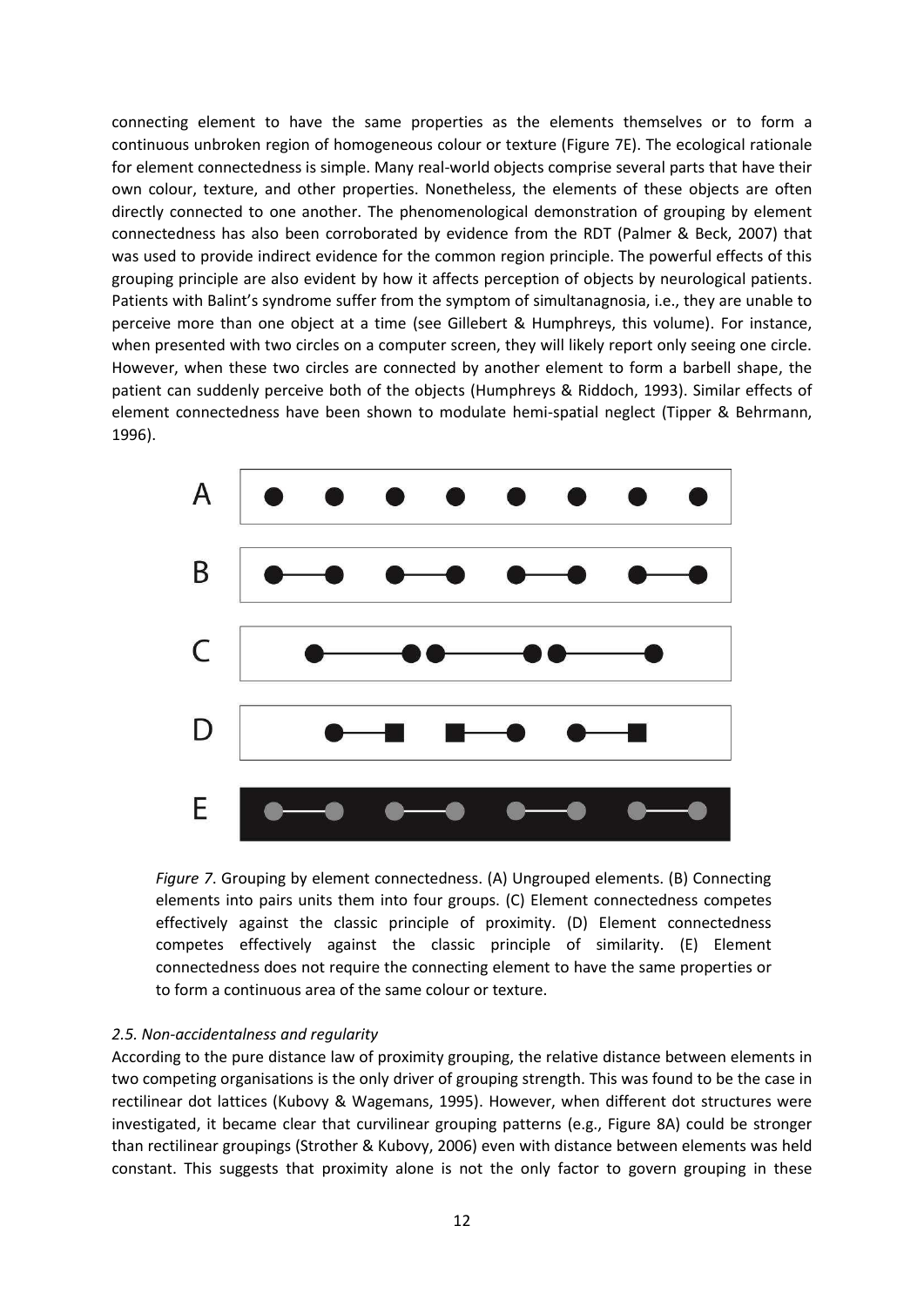connecting element to have the same properties as the elements themselves or to form a continuous unbroken region of homogeneous colour or texture (Figure 7E). The ecological rationale for element connectedness is simple. Many real-world objects comprise several parts that have their own colour, texture, and other properties. Nonetheless, the elements of these objects are often directly connected to one another. The phenomenological demonstration of grouping by element connectedness has also been corroborated by evidence from the RDT (Palmer & Beck, 2007) that was used to provide indirect evidence for the common region principle. The powerful effects of this grouping principle are also evident by how it affects perception of objects by neurological patients. Patients with Balint's syndrome suffer from the symptom of simultanagnosia, i.e., they are unable to perceive more than one object at a time (see Gillebert & Humphreys, this volume). For instance, when presented with two circles on a computer screen, they will likely report only seeing one circle. However, when these two circles are connected by another element to form a barbell shape, the patient can suddenly perceive both of the objects (Humphreys & Riddoch, 1993). Similar effects of element connectedness have been shown to modulate hemi-spatial neglect (Tipper & Behrmann, 1996).

*Figure 7*. Grouping by element connectedness. (A) Ungrouped elements. (B) Connecting elements into pairs units them into four groups. (C) Element connectedness competes effectively against the classic principle of proximity. (D) Element connectedness competes effectively against the classic principle of similarity. (E) Element connectedness does not require the connecting element to have the same properties or to form a continuous area of the same colour or texture.

### *2.5. Non-accidentalness and regularity*

According to the pure distance law of proximity grouping, the relative distance between elements in two competing organisations is the only driver of grouping strength. This was found to be the case in rectilinear dot lattices (Kubovy & Wagemans, 1995). However, when different dot structures were investigated, it became clear that curvilinear grouping patterns (e.g., Figure 8A) could be stronger than rectilinear groupings (Strother & Kubovy, 2006) even with distance between elements was held constant. This suggests that proximity alone is not the only factor to govern grouping in these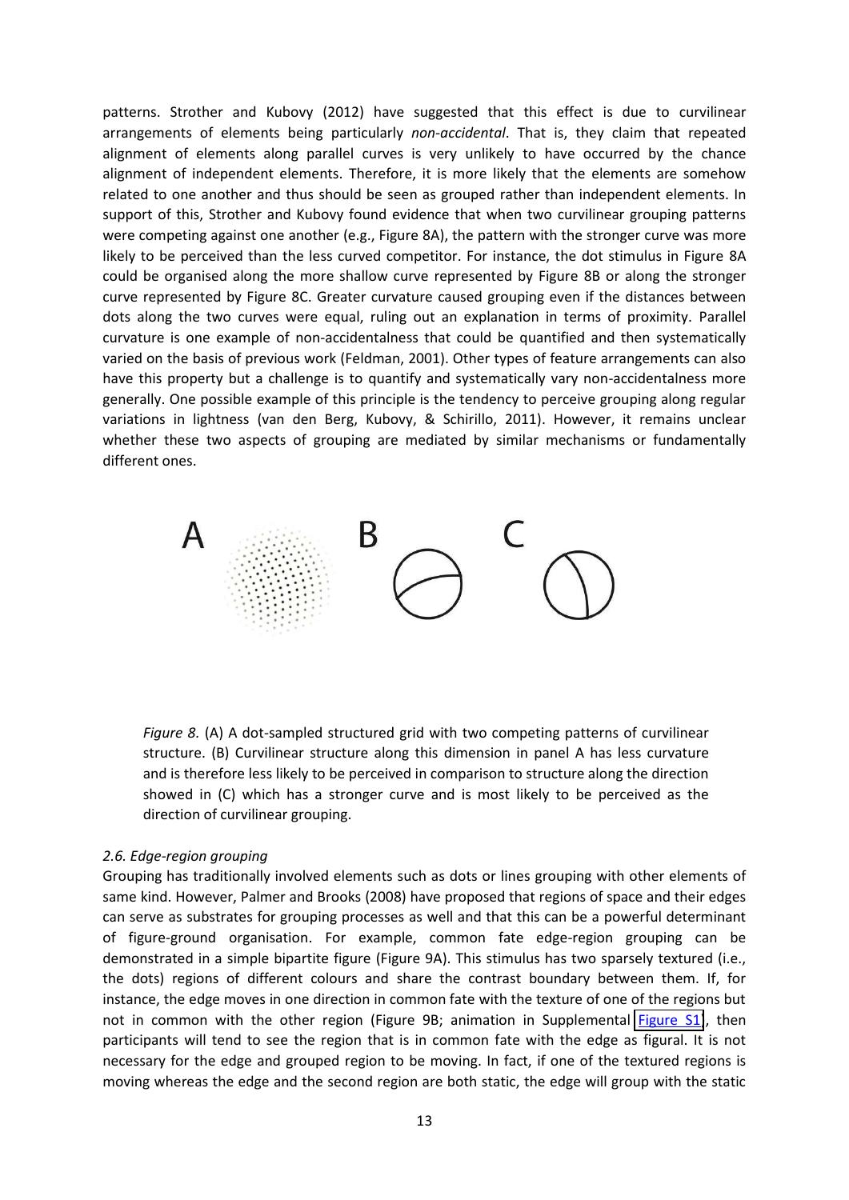patterns. Strother and Kubovy (2012) have suggested that this effect is due to curvilinear arrangements of elements being particularly *non-accidental*. That is, they claim that repeated alignment of elements along parallel curves is very unlikely to have occurred by the chance alignment of independent elements. Therefore, it is more likely that the elements are somehow related to one another and thus should be seen as grouped rather than independent elements. In support of this, Strother and Kubovy found evidence that when two curvilinear grouping patterns were competing against one another (e.g., Figure 8A), the pattern with the stronger curve was more likely to be perceived than the less curved competitor. For instance, the dot stimulus in Figure 8A could be organised along the more shallow curve represented by Figure 8B or along the stronger curve represented by Figure 8C. Greater curvature caused grouping even if the distances between dots along the two curves were equal, ruling out an explanation in terms of proximity. Parallel curvature is one example of non-accidentalness that could be quantified and then systematically varied on the basis of previous work (Feldman, 2001). Other types of feature arrangements can also have this property but a challenge is to quantify and systematically vary non-accidentalness more generally. One possible example of this principle is the tendency to perceive grouping along regular variations in lightness (van den Berg, Kubovy, & Schirillo, 2011). However, it remains unclear whether these two aspects of grouping are mediated by similar mechanisms or fundamentally different ones.

*Figure 8.* (A) A dot-sampled structured grid with two competing patterns of curvilinear structure. (B) Curvilinear structure along this dimension in panel A has less curvature and is therefore less likely to be perceived in comparison to structure along the direction showed in (C) which has a stronger curve and is most likely to be perceived as the direction of curvilinear grouping.

### *2.6. Edge-region grouping*

Grouping has traditionally involved elements such as dots or lines grouping with other elements of same kind. However, Palmer and Brooks (2008) have proposed that regions of space and their edges can serve as substrates for grouping processes as well and that this can be a powerful determinant of figure-ground organisation. For example, common fate edge-region grouping can be demonstrated in a simple bipartite figure (Figure 9A). This stimulus has two sparsely textured (i.e., the dots) regions of different colours and share the contrast boundary between them. If, for instance, the edge moves in one direction in common fate with the texture of one of the regions but not in common with the other region (Figure 9B; animation in Supplemental Figure S1), then participants will tend to see the region that is in common fate with the edge as figural. It is not necessary for the edge and grouped region to be moving. In fact, if one of the textured regions is moving whereas the edge and the second region are both static, the edge will group with the static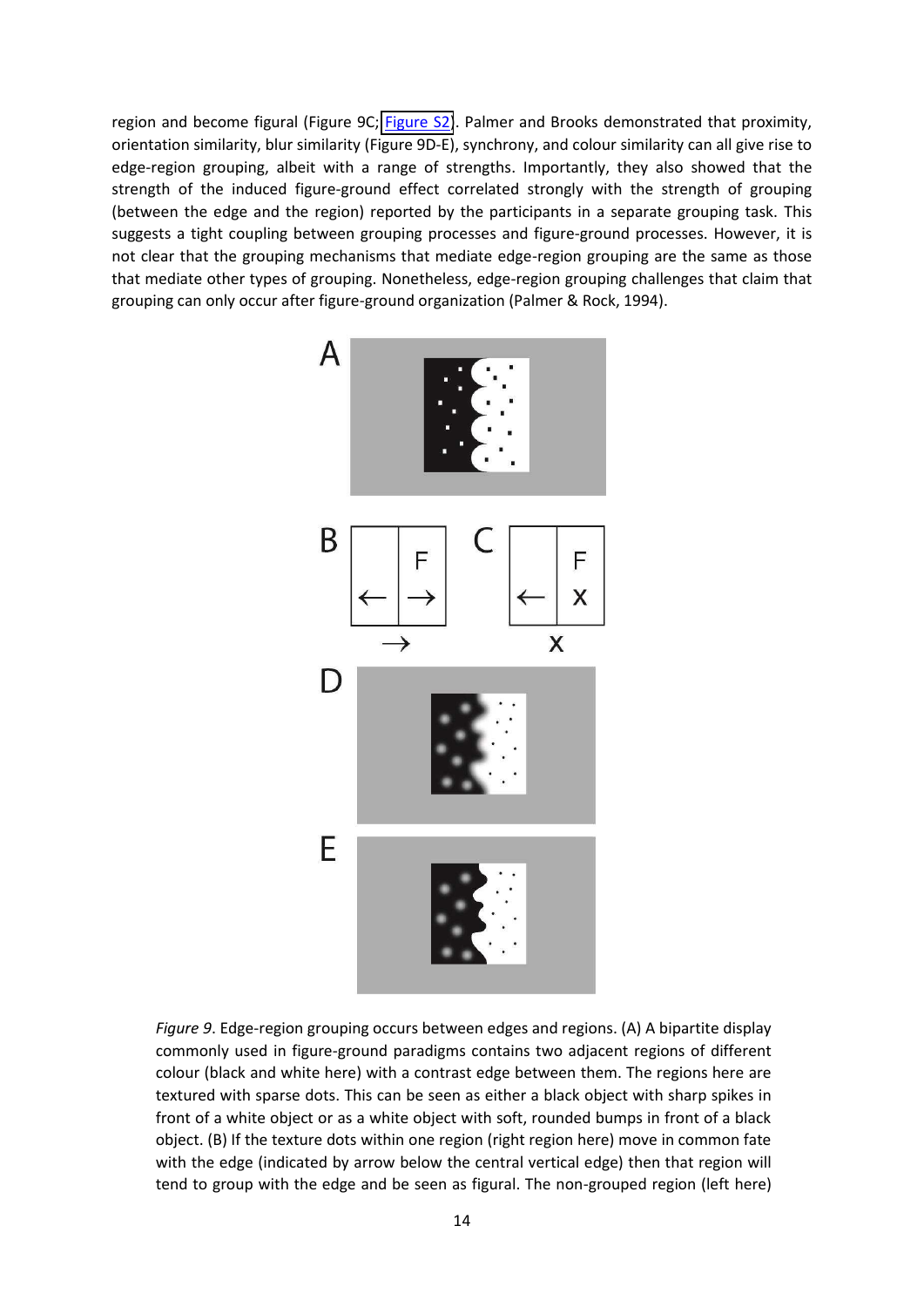region and become figural (Figure 9C; Figure S2). Palmer and Brooks demonstrated that proximity, orientation similarity, blur similarity (Figure 9D-E), synchrony, and colour similarity can all give rise to edge-region grouping, albeit with a range of strengths. Importantly, they also showed that the strength of the induced figure-ground effect correlated strongly with the strength of grouping (between the edge and the region) reported by the participants in a separate grouping task. This suggests a tight coupling between grouping processes and figure-ground processes. However, it is not clear that the grouping mechanisms that mediate edge-region grouping are the same as those that mediate other types of grouping. Nonetheless, edge-region grouping challenges that claim that grouping can only occur after figure-ground organization (Palmer & Rock, 1994).

*Figure 9*. Edge-region grouping occurs between edges and regions. (A) A bipartite display commonly used in figure-ground paradigms contains two adjacent regions of different colour (black and white here) with a contrast edge between them. The regions here are textured with sparse dots. This can be seen as either a black object with sharp spikes in front of a white object or as a white object with soft, rounded bumps in front of a black object. (B) If the texture dots within one region (right region here) move in common fate with the edge (indicated by arrow below the central vertical edge) then that region will tend to group with the edge and be seen as figural. The non-grouped region (left here)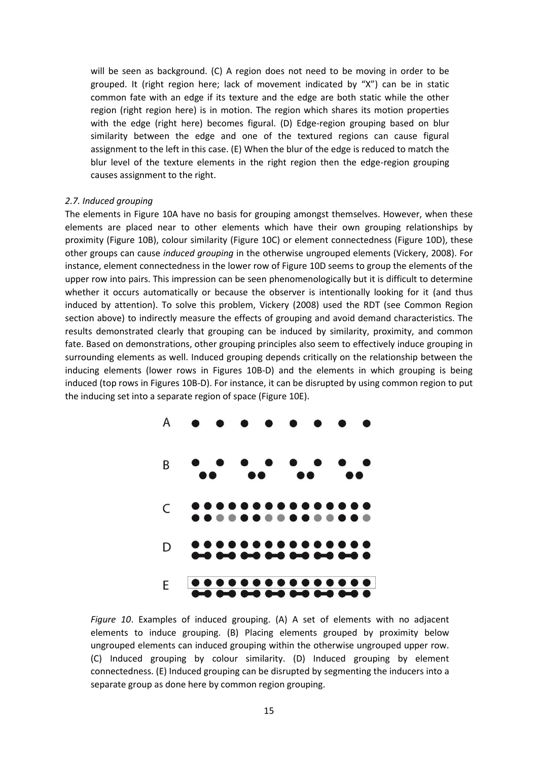will be seen as background. (C) A region does not need to be moving in order to be grouped. It (right region here; lack of movement indicated by "X") can be in static common fate with an edge if its texture and the edge are both static while the other region (right region here) is in motion. The region which shares its motion properties with the edge (right here) becomes figural. (D) Edge-region grouping based on blur similarity between the edge and one of the textured regions can cause figural assignment to the left in this case. (E) When the blur of the edge is reduced to match the blur level of the texture elements in the right region then the edge-region grouping causes assignment to the right.

### *2.7. Induced grouping*

The elements in Figure 10A have no basis for grouping amongst themselves. However, when these elements are placed near to other elements which have their own grouping relationships by proximity (Figure 10B), colour similarity (Figure 10C) or element connectedness (Figure 10D), these other groups can cause *induced grouping* in the otherwise ungrouped elements (Vickery, 2008). For instance, element connectedness in the lower row of Figure 10D seems to group the elements of the upper row into pairs. This impression can be seen phenomenologically but it is difficult to determine whether it occurs automatically or because the observer is intentionally looking for it (and thus induced by attention). To solve this problem, Vickery (2008) used the RDT (see Common Region section above) to indirectly measure the effects of grouping and avoid demand characteristics. The results demonstrated clearly that grouping can be induced by similarity, proximity, and common fate. Based on demonstrations, other grouping principles also seem to effectively induce grouping in surrounding elements as well. Induced grouping depends critically on the relationship between the inducing elements (lower rows in Figures 10B-D) and the elements in which grouping is being induced (top rows in Figures 10B-D). For instance, it can be disrupted by using common region to put the inducing set into a separate region of space (Figure 10E).

*Figure 10*. Examples of induced grouping. (A) A set of elements with no adjacent elements to induce grouping. (B) Placing elements grouped by proximity below ungrouped elements can induced grouping within the otherwise ungrouped upper row. (C) Induced grouping by colour similarity. (D) Induced grouping by element connectedness. (E) Induced grouping can be disrupted by segmenting the inducers into a separate group as done here by common region grouping.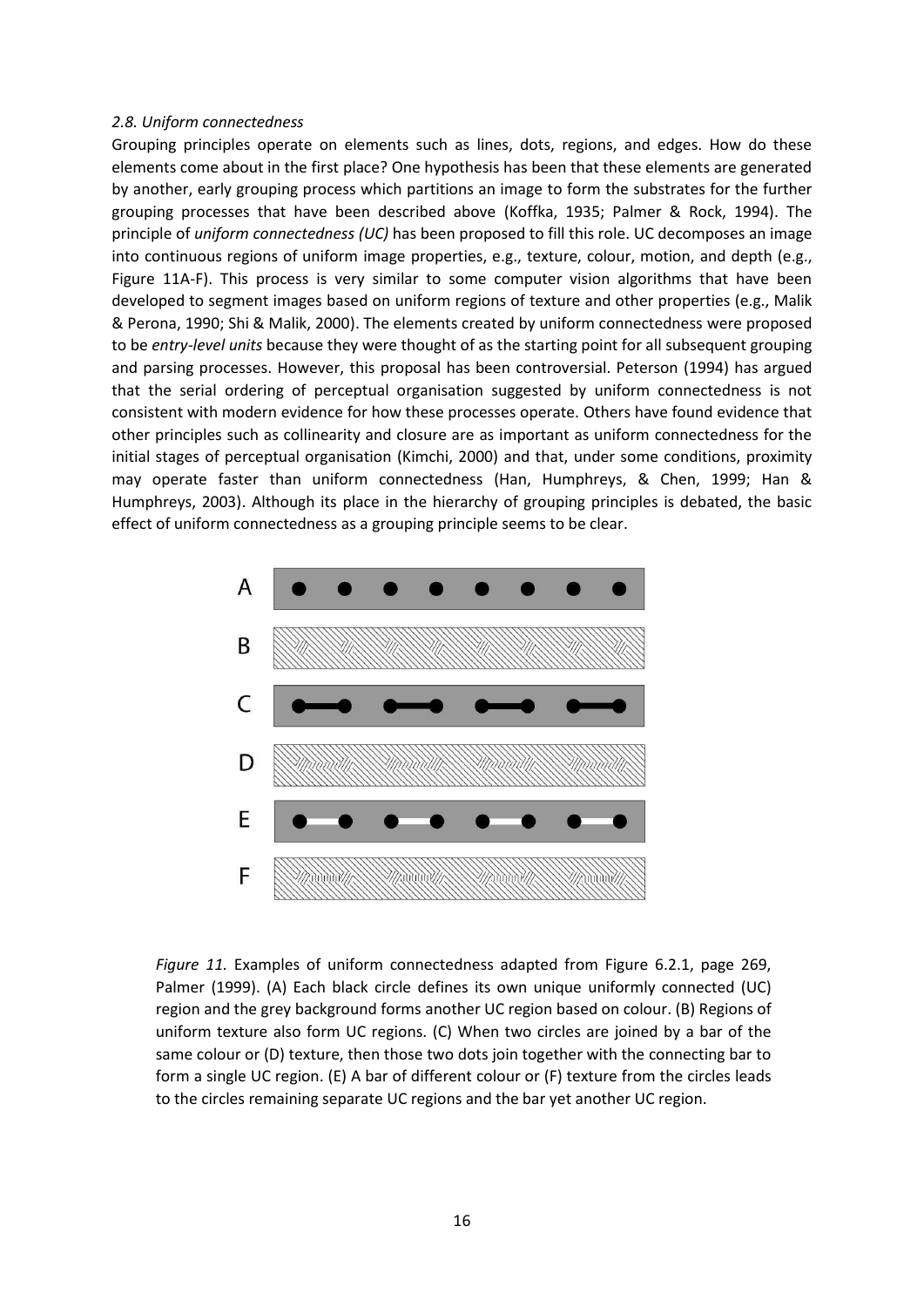*2.8. Uniform connectedness*

Grouping principles operate on elements such as lines, dots, regions, and edges. How do these elements come about in the first place? One hypothesis has been that these elements are generated by another, early grouping process which partitions an image to form the substrates for the further grouping processes that have been described above (Koffka, 1935; Palmer & Rock, 1994). The principle of *uniform connectedness (UC)* has been proposed to fill this role. UC decomposes an image into continuous regions of uniform image properties, e.g., texture, colour, motion, and depth (e.g., Figure 11A-F). This process is very similar to some computer vision algorithms that have been developed to segment images based on uniform regions of texture and other properties (e.g., Malik & Perona, 1990; Shi & Malik, 2000). The elements created by uniform connectedness were proposed to be *entry-level units* because they were thought of as the starting point for all subsequent grouping and parsing processes. However, this proposal has been controversial. Peterson (1994) has argued that the serial ordering of perceptual organisation suggested by uniform connectedness is not consistent with modern evidence for how these processes operate. Others have found evidence that other principles such as collinearity and closure are as important as uniform connectedness for the initial stages of perceptual organisation (Kimchi, 2000) and that, under some conditions, proximity may operate faster than uniform connectedness (Han, Humphreys, & Chen, 1999; Han & Humphreys, 2003). Although its place in the hierarchy of grouping principles is debated, the basic effect of uniform connectedness as a grouping principle seems to be clear.

*Figure 11.* Examples of uniform connectedness adapted from Figure 6.2.1, page 269, Palmer (1999). (A) Each black circle defines its own unique uniformly connected (UC) region and the grey background forms another UC region based on colour. (B) Regions of uniform texture also form UC regions. (C) When two circles are joined by a bar of the same colour or (D) texture, then those two dots join together with the connecting bar to form a single UC region. (E) A bar of different colour or (F) texture from the circles leads to the circles remaining separate UC regions and the bar yet another UC region.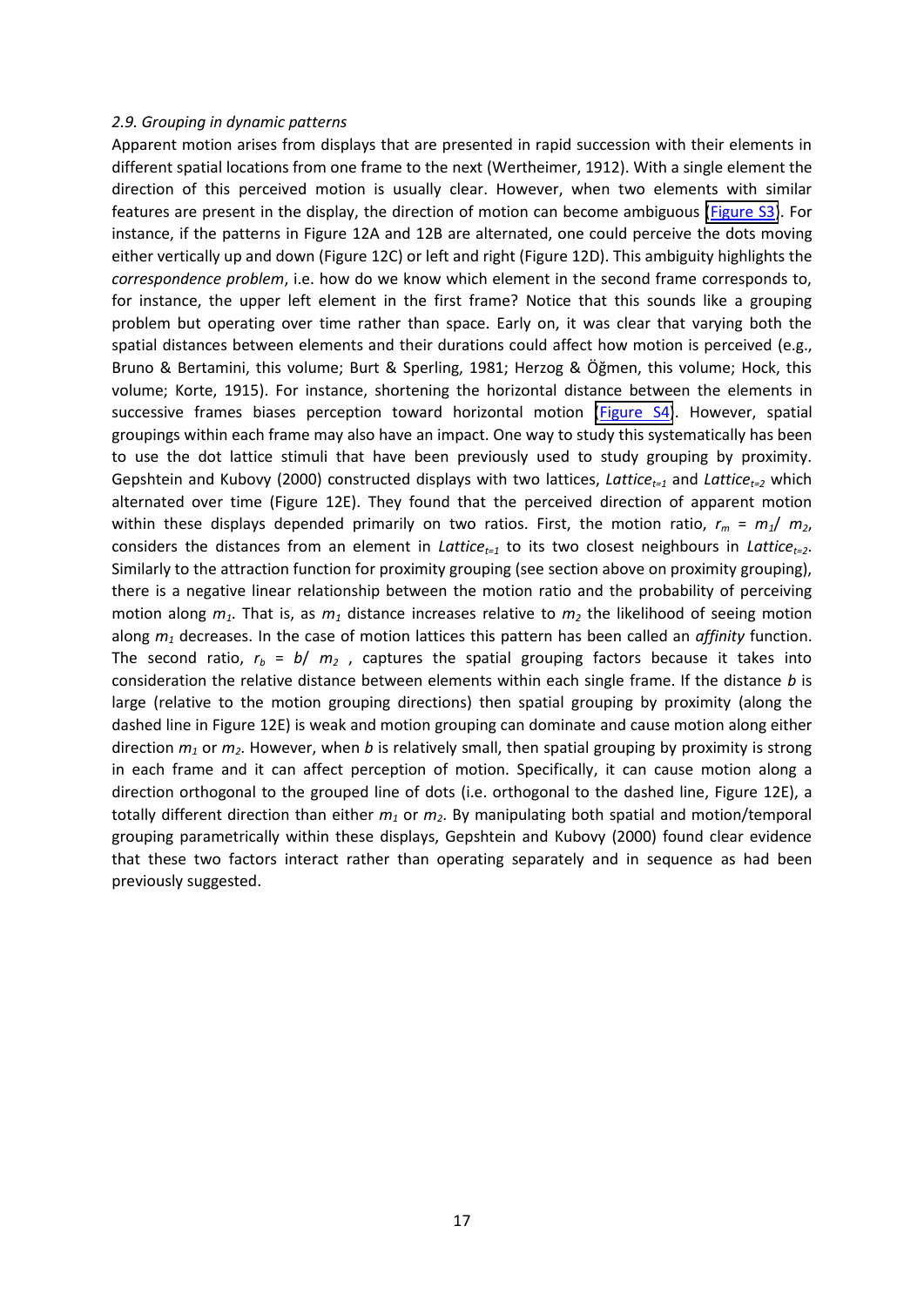*2.9. Grouping in dynamic patterns*

Apparent motion arises from displays that are presented in rapid succession with their elements in different spatial locations from one frame to the next (Wertheimer, 1912). With a single element the direction of this perceived motion is usually clear. However, when two elements with similar features are present in the display, the direction of motion can become ambiguous (Figure S3). For instance, if the patterns in Figure 12A and 12B are alternated, one could perceive the dots moving either vertically up and down (Figure 12C) or left and right (Figure 12D). This ambiguity highlights the *correspondence problem*, i.e. how do we know which element in the second frame corresponds to, for instance, the upper left element in the first frame? Notice that this sounds like a grouping problem but operating over time rather than space. Early on, it was clear that varying both the spatial distances between elements and their durations could affect how motion is perceived (e.g., Bruno & Bertamini, this volume; Burt & Sperling, 1981; Herzog & Öğmen, this volume; Hock, this volume; Korte, 1915). For instance, shortening the horizontal distance between the elements in successive frames biases perception toward horizontal motion (Figure S4). However, spatial groupings within each frame may also have an impact. One way to study this systematically has been to use the dot lattice stimuli that have been previously used to study grouping by proximity. Gepshtein and Kubovy (2000) constructed displays with two lattices, $Lattice_{t=1}$ and $Lattice_{t=2}$ which alternated over time (Figure 12E). They found that the perceived direction of apparent motion within these displays depended primarily on two ratios. First, the motion ratio, $r_m = m_1/ m_2$, considers the distances from an element in $Lattice_{t=1}$ to its two closest neighbours in $Lattice_{t=2}$. Similarly to the attraction function for proximity grouping (see section above on proximity grouping), there is a negative linear relationship between the motion ratio and the probability of perceiving motion along $m_1$. That is, as $m_1$ distance increases relative to $m_2$ the likelihood of seeing motion along $m_1$ decreases. In the case of motion lattices this pattern has been called an *affinity* function. The second ratio, $r_b = b/ m_2$ , captures the spatial grouping factors because it takes into consideration the relative distance between elements within each single frame. If the distance $b$ is large (relative to the motion grouping directions) then spatial grouping by proximity (along the dashed line in Figure 12E) is weak and motion grouping can dominate and cause motion along either direction $m_1$ or $m_2$. However, when $b$ is relatively small, then spatial grouping by proximity is strong in each frame and it can affect perception of motion. Specifically, it can cause motion along a direction orthogonal to the grouped line of dots (i.e. orthogonal to the dashed line, Figure 12E), a totally different direction than either $m_1$ or $m_2$. By manipulating both spatial and motion/temporal grouping parametrically within these displays, Gepshtein and Kubovy (2000) found clear evidence that these two factors interact rather than operating separately and in sequence as had been previously suggested.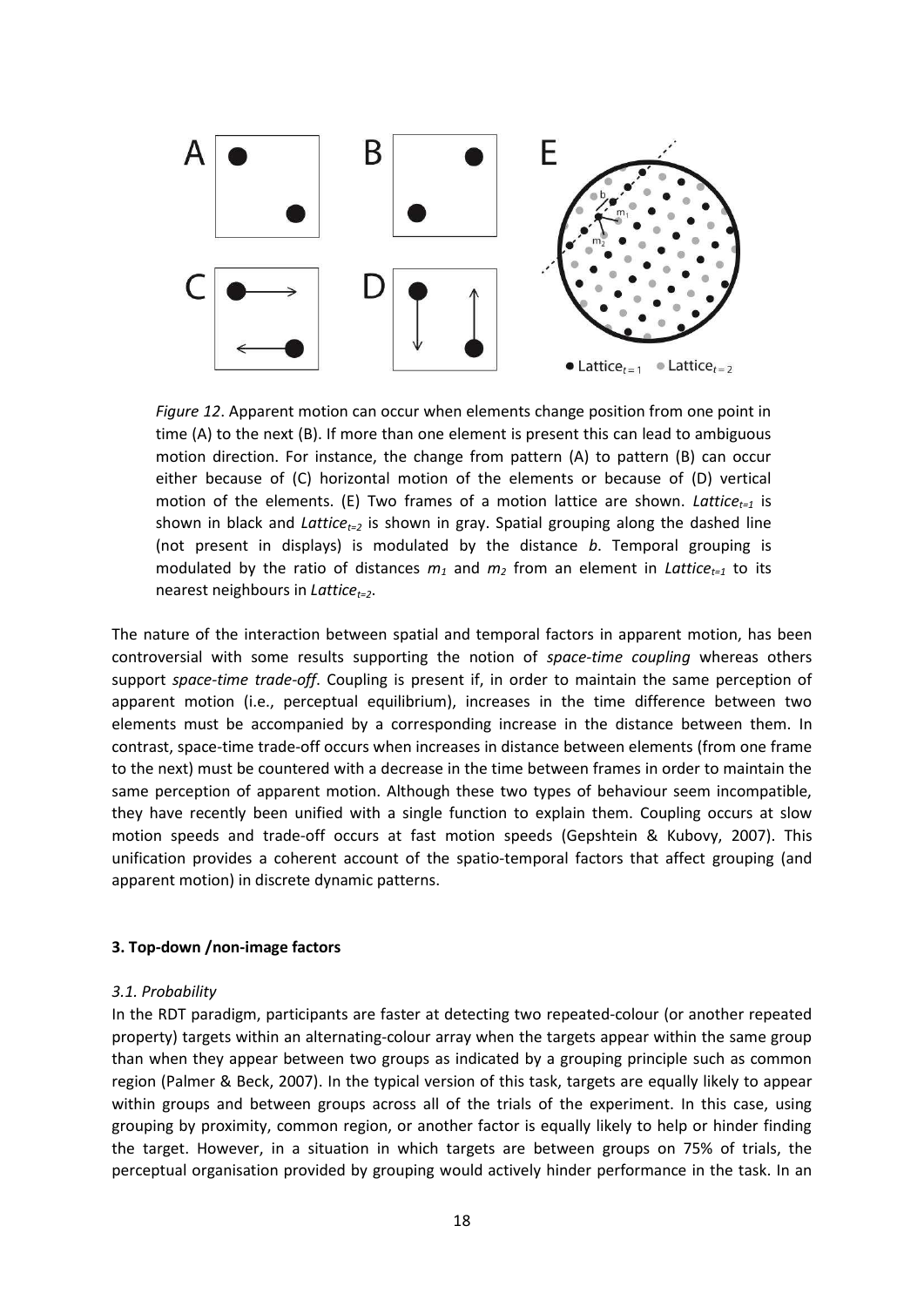*Figure 12*. Apparent motion can occur when elements change position from one point in time (A) to the next (B). If more than one element is present this can lead to ambiguous motion direction. For instance, the change from pattern (A) to pattern (B) can occur either because of (C) horizontal motion of the elements or because of (D) vertical motion of the elements. (E) Two frames of a motion lattice are shown. $Lattice_{t=1}$ is shown in black and $Lattice_{t=2}$ is shown in gray. Spatial grouping along the dashed line (not present in displays) is modulated by the distance $b$. Temporal grouping is modulated by the ratio of distances $m_1$ and $m_2$ from an element in $Lattice_{t=1}$ to its nearest neighbours in $Lattice_{t=2}$.

The nature of the interaction between spatial and temporal factors in apparent motion, has been controversial with some results supporting the notion of *space-time coupling* whereas others support *space-time trade-off*. Coupling is present if, in order to maintain the same perception of apparent motion (i.e., perceptual equilibrium), increases in the time difference between two elements must be accompanied by a corresponding increase in the distance between them. In contrast, space-time trade-off occurs when increases in distance between elements (from one frame to the next) must be countered with a decrease in the time between frames in order to maintain the same perception of apparent motion. Although these two types of behaviour seem incompatible, they have recently been unified with a single function to explain them. Coupling occurs at slow motion speeds and trade-off occurs at fast motion speeds (Gepshtein & Kubovy, 2007). This unification provides a coherent account of the spatio-temporal factors that affect grouping (and apparent motion) in discrete dynamic patterns.

## 3. Top-down /non-image factors

### *3.1. Probability*

In the RDT paradigm, participants are faster at detecting two repeated-colour (or another repeated property) targets within an alternating-colour array when the targets appear within the same group than when they appear between two groups as indicated by a grouping principle such as common region (Palmer & Beck, 2007). In the typical version of this task, targets are equally likely to appear within groups and between groups across all of the trials of the experiment. In this case, using grouping by proximity, common region, or another factor is equally likely to help or hinder finding the target. However, in a situation in which targets are between groups on 75% of trials, the perceptual organisation provided by grouping would actively hinder performance in the task. In an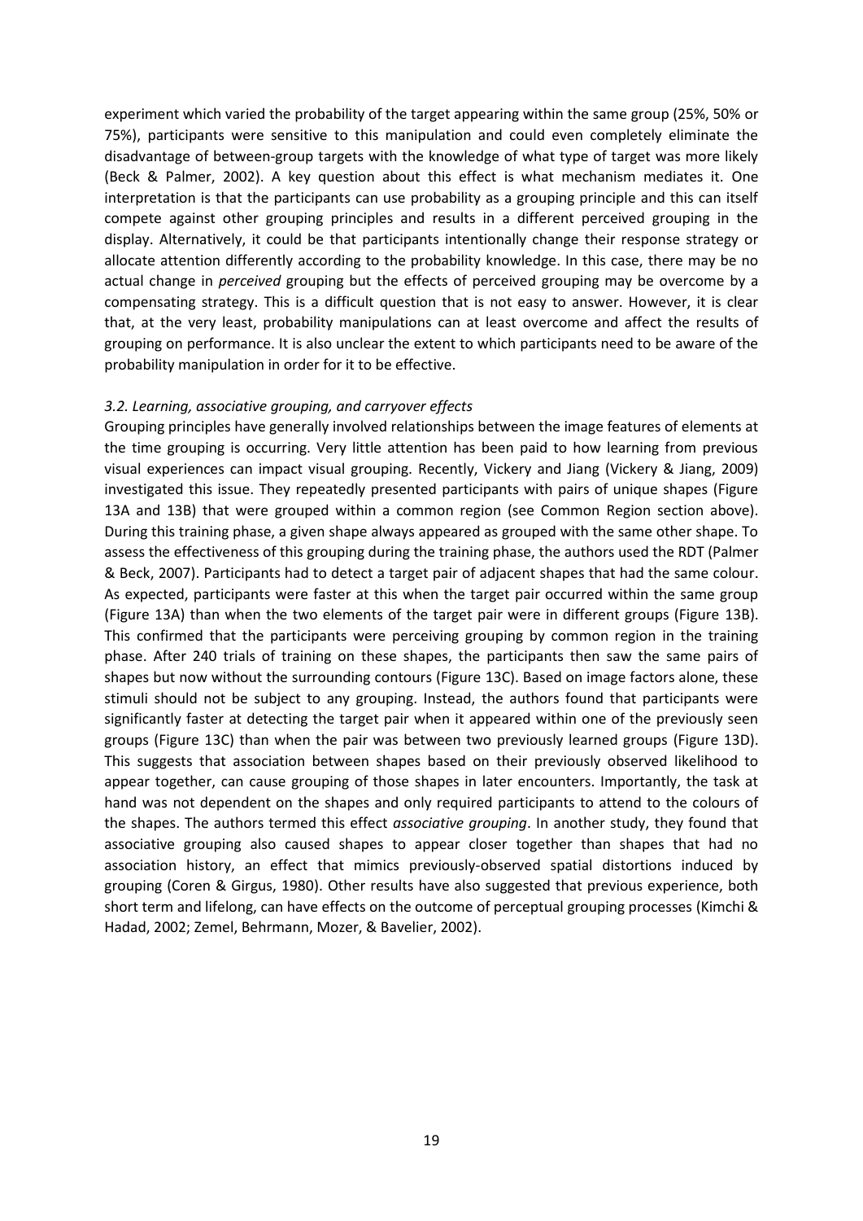experiment which varied the probability of the target appearing within the same group (25%, 50% or 75%), participants were sensitive to this manipulation and could even completely eliminate the disadvantage of between-group targets with the knowledge of what type of target was more likely (Beck & Palmer, 2002). A key question about this effect is what mechanism mediates it. One interpretation is that the participants can use probability as a grouping principle and this can itself compete against other grouping principles and results in a different perceived grouping in the display. Alternatively, it could be that participants intentionally change their response strategy or allocate attention differently according to the probability knowledge. In this case, there may be no actual change in *perceived* grouping but the effects of perceived grouping may be overcome by a compensating strategy. This is a difficult question that is not easy to answer. However, it is clear that, at the very least, probability manipulations can at least overcome and affect the results of grouping on performance. It is also unclear the extent to which participants need to be aware of the probability manipulation in order for it to be effective.

### *3.2. Learning, associative grouping, and carryover effects*

Grouping principles have generally involved relationships between the image features of elements at the time grouping is occurring. Very little attention has been paid to how learning from previous visual experiences can impact visual grouping. Recently, Vickery and Jiang (Vickery & Jiang, 2009) investigated this issue. They repeatedly presented participants with pairs of unique shapes (Figure 13A and 13B) that were grouped within a common region (see Common Region section above). During this training phase, a given shape always appeared as grouped with the same other shape. To assess the effectiveness of this grouping during the training phase, the authors used the RDT (Palmer & Beck, 2007). Participants had to detect a target pair of adjacent shapes that had the same colour. As expected, participants were faster at this when the target pair occurred within the same group (Figure 13A) than when the two elements of the target pair were in different groups (Figure 13B). This confirmed that the participants were perceiving grouping by common region in the training phase. After 240 trials of training on these shapes, the participants then saw the same pairs of shapes but now without the surrounding contours (Figure 13C). Based on image factors alone, these stimuli should not be subject to any grouping. Instead, the authors found that participants were significantly faster at detecting the target pair when it appeared within one of the previously seen groups (Figure 13C) than when the pair was between two previously learned groups (Figure 13D). This suggests that association between shapes based on their previously observed likelihood to appear together, can cause grouping of those shapes in later encounters. Importantly, the task at hand was not dependent on the shapes and only required participants to attend to the colours of the shapes. The authors termed this effect *associative grouping*. In another study, they found that associative grouping also caused shapes to appear closer together than shapes that had no association history, an effect that mimics previously-observed spatial distortions induced by grouping (Coren & Girgus, 1980). Other results have also suggested that previous experience, both short term and lifelong, can have effects on the outcome of perceptual grouping processes (Kimchi & Hadad, 2002; Zemel, Behrmann, Mozer, & Bavelier, 2002).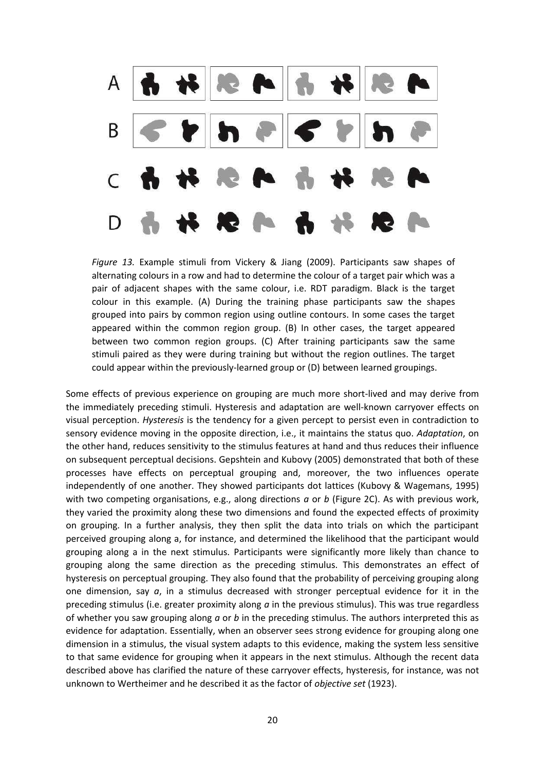*Figure 13.* Example stimuli from Vickery & Jiang (2009). Participants saw shapes of alternating colours in a row and had to determine the colour of a target pair which was a pair of adjacent shapes with the same colour, i.e. RDT paradigm. Black is the target colour in this example. (A) During the training phase participants saw the shapes grouped into pairs by common region using outline contours. In some cases the target appeared within the common region group. (B) In other cases, the target appeared between two common region groups. (C) After training participants saw the same stimuli paired as they were during training but without the region outlines. The target could appear within the previously-learned group or (D) between learned groupings.

Some effects of previous experience on grouping are much more short-lived and may derive from the immediately preceding stimuli. Hysteresis and adaptation are well-known carryover effects on visual perception. *Hysteresis* is the tendency for a given percept to persist even in contradiction to sensory evidence moving in the opposite direction, i.e., it maintains the status quo. *Adaptation*, on the other hand, reduces sensitivity to the stimulus features at hand and thus reduces their influence on subsequent perceptual decisions. Gepshtein and Kubovy (2005) demonstrated that both of these processes have effects on perceptual grouping and, moreover, the two influences operate independently of one another. They showed participants dot lattices (Kubovy & Wagemans, 1995) with two competing organisations, e.g., along directions *a* or *b* (Figure 2C). As with previous work, they varied the proximity along these two dimensions and found the expected effects of proximity on grouping. In a further analysis, they then split the data into trials on which the participant perceived grouping along a, for instance, and determined the likelihood that the participant would grouping along a in the next stimulus. Participants were significantly more likely than chance to grouping along the same direction as the preceding stimulus. This demonstrates an effect of hysteresis on perceptual grouping. They also found that the probability of perceiving grouping along one dimension, say *a*, in a stimulus decreased with stronger perceptual evidence for it in the preceding stimulus (i.e. greater proximity along *a* in the previous stimulus). This was true regardless of whether you saw grouping along *a* or *b* in the preceding stimulus. The authors interpreted this as evidence for adaptation. Essentially, when an observer sees strong evidence for grouping along one dimension in a stimulus, the visual system adapts to this evidence, making the system less sensitive to that same evidence for grouping when it appears in the next stimulus. Although the recent data described above has clarified the nature of these carryover effects, hysteresis, for instance, was not unknown to Wertheimer and he described it as the factor of *objective set* (1923).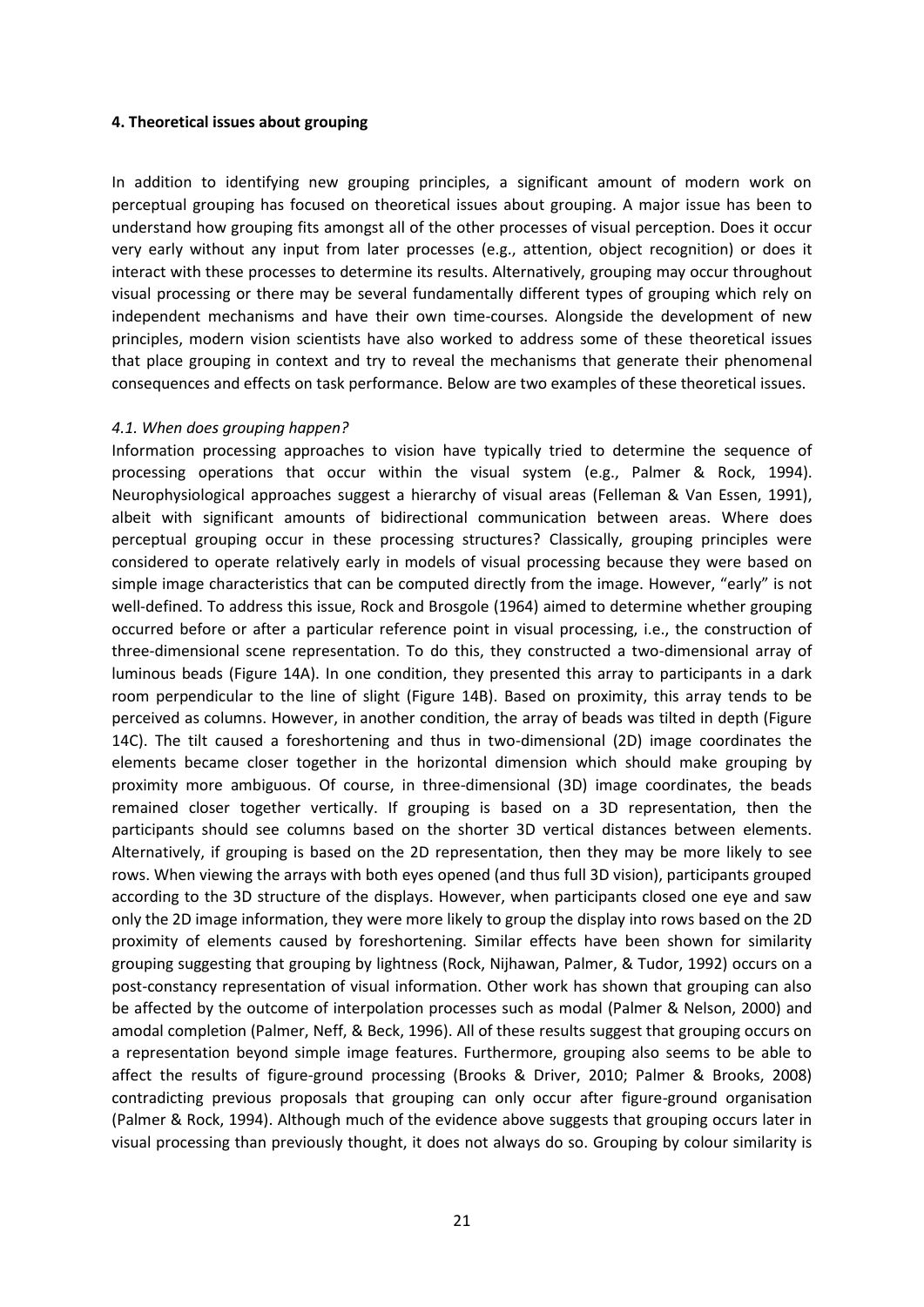### 4. Theoretical issues about grouping

In addition to identifying new grouping principles, a significant amount of modern work on perceptual grouping has focused on theoretical issues about grouping. A major issue has been to understand how grouping fits amongst all of the other processes of visual perception. Does it occur very early without any input from later processes (e.g., attention, object recognition) or does it interact with these processes to determine its results. Alternatively, grouping may occur throughout visual processing or there may be several fundamentally different types of grouping which rely on independent mechanisms and have their own time-courses. Alongside the development of new principles, modern vision scientists have also worked to address some of these theoretical issues that place grouping in context and try to reveal the mechanisms that generate their phenomenal consequences and effects on task performance. Below are two examples of these theoretical issues.

#### *4.1. When does grouping happen?*

Information processing approaches to vision have typically tried to determine the sequence of processing operations that occur within the visual system (e.g., Palmer & Rock, 1994). Neurophysiological approaches suggest a hierarchy of visual areas (Felleman & Van Essen, 1991), albeit with significant amounts of bidirectional communication between areas. Where does perceptual grouping occur in these processing structures? Classically, grouping principles were considered to operate relatively early in models of visual processing because they were based on simple image characteristics that can be computed directly from the image. However, "early" is not well-defined. To address this issue, Rock and Brosgole (1964) aimed to determine whether grouping occurred before or after a particular reference point in visual processing, i.e., the construction of three-dimensional scene representation. To do this, they constructed a two-dimensional array of luminous beads (Figure 14A). In one condition, they presented this array to participants in a dark room perpendicular to the line of slight (Figure 14B). Based on proximity, this array tends to be perceived as columns. However, in another condition, the array of beads was tilted in depth (Figure 14C). The tilt caused a foreshortening and thus in two-dimensional (2D) image coordinates the elements became closer together in the horizontal dimension which should make grouping by proximity more ambiguous. Of course, in three-dimensional (3D) image coordinates, the beads remained closer together vertically. If grouping is based on a 3D representation, then the participants should see columns based on the shorter 3D vertical distances between elements. Alternatively, if grouping is based on the 2D representation, then they may be more likely to see rows. When viewing the arrays with both eyes opened (and thus full 3D vision), participants grouped according to the 3D structure of the displays. However, when participants closed one eye and saw only the 2D image information, they were more likely to group the display into rows based on the 2D proximity of elements caused by foreshortening. Similar effects have been shown for similarity grouping suggesting that grouping by lightness (Rock, Nijhawan, Palmer, & Tudor, 1992) occurs on a post-constancy representation of visual information. Other work has shown that grouping can also be affected by the outcome of interpolation processes such as modal (Palmer & Nelson, 2000) and amodal completion (Palmer, Neff, & Beck, 1996). All of these results suggest that grouping occurs on a representation beyond simple image features. Furthermore, grouping also seems to be able to affect the results of figure-ground processing (Brooks & Driver, 2010; Palmer & Brooks, 2008) contradicting previous proposals that grouping can only occur after figure-ground organisation (Palmer & Rock, 1994). Although much of the evidence above suggests that grouping occurs later in visual processing than previously thought, it does not always do so. Grouping by colour similarity is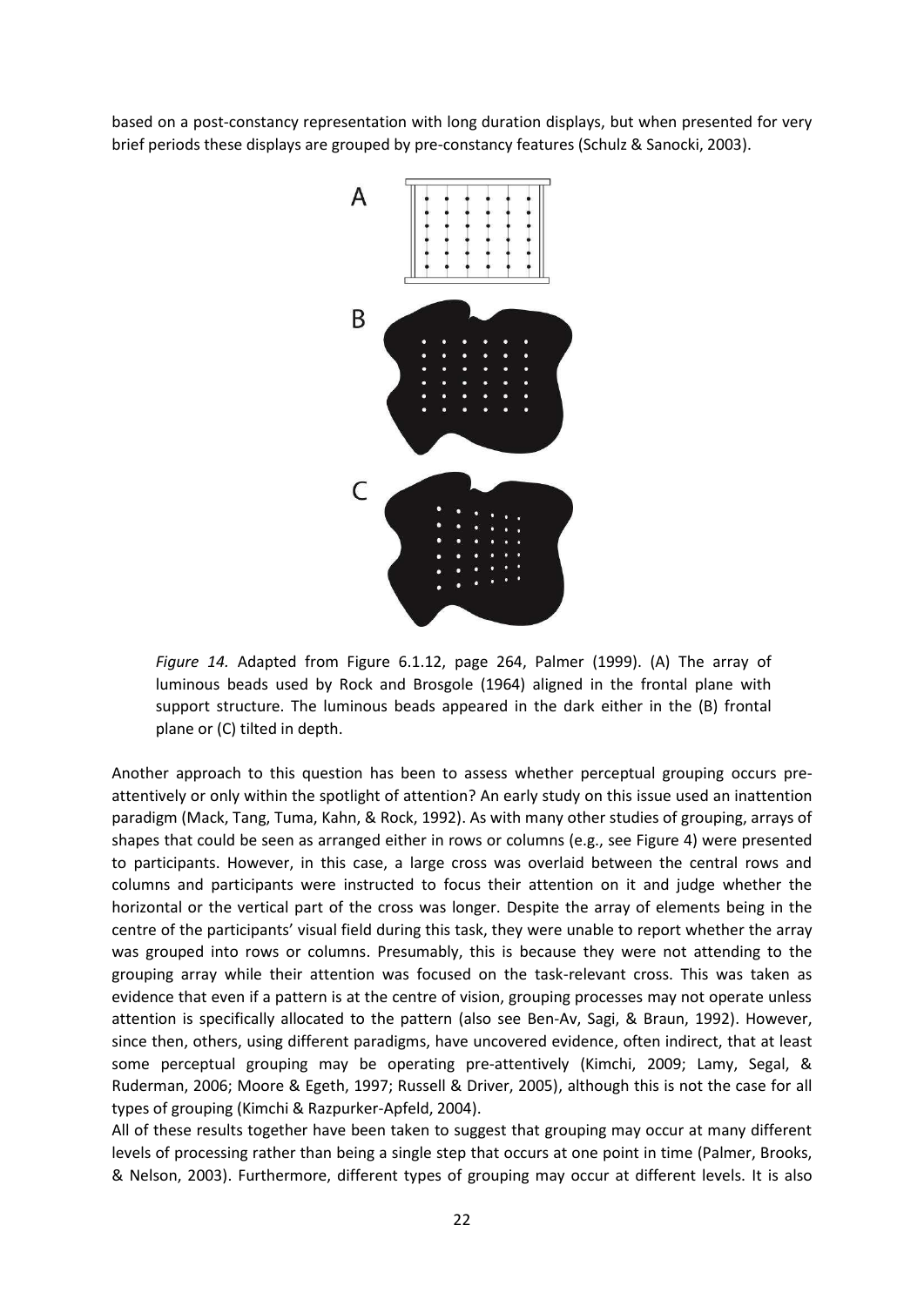based on a post-constancy representation with long duration displays, but when presented for very brief periods these displays are grouped by pre-constancy features (Schulz & Sanocki, 2003).

*Figure 14.* Adapted from Figure 6.1.12, page 264, Palmer (1999). (A) The array of luminous beads used by Rock and Brosgole (1964) aligned in the frontal plane with support structure. The luminous beads appeared in the dark either in the (B) frontal plane or (C) tilted in depth.

Another approach to this question has been to assess whether perceptual grouping occurs pre-attentively or only within the spotlight of attention? An early study on this issue used an inattention paradigm (Mack, Tang, Tuma, Kahn, & Rock, 1992). As with many other studies of grouping, arrays of shapes that could be seen as arranged either in rows or columns (e.g., see Figure 4) were presented to participants. However, in this case, a large cross was overlaid between the central rows and columns and participants were instructed to focus their attention on it and judge whether the horizontal or the vertical part of the cross was longer. Despite the array of elements being in the centre of the participants' visual field during this task, they were unable to report whether the array was grouped into rows or columns. Presumably, this is because they were not attending to the grouping array while their attention was focused on the task-relevant cross. This was taken as evidence that even if a pattern is at the centre of vision, grouping processes may not operate unless attention is specifically allocated to the pattern (also see Ben-Av, Sagi, & Braun, 1992). However, since then, others, using different paradigms, have uncovered evidence, often indirect, that at least some perceptual grouping may be operating pre-attentively (Kimchi, 2009; Lamy, Segal, & Ruderman, 2006; Moore & Egeth, 1997; Russell & Driver, 2005), although this is not the case for all types of grouping (Kimchi & Razpurker-Apfeld, 2004).

All of these results together have been taken to suggest that grouping may occur at many different levels of processing rather than being a single step that occurs at one point in time (Palmer, Brooks, & Nelson, 2003). Furthermore, different types of grouping may occur at different levels. It is also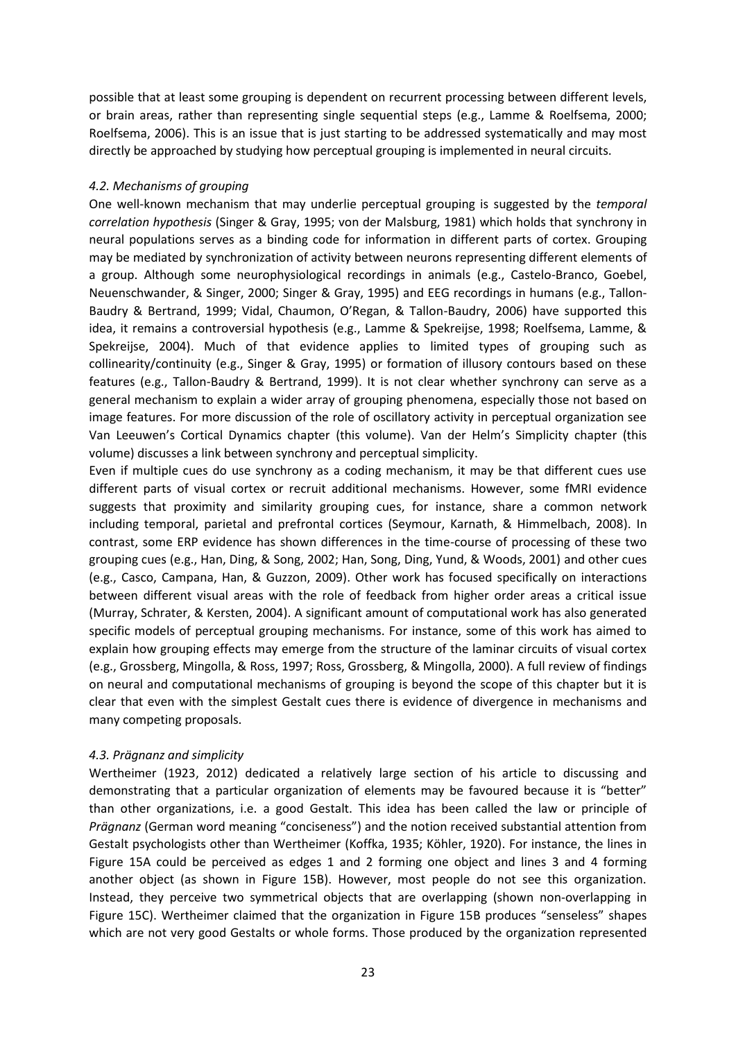possible that at least some grouping is dependent on recurrent processing between different levels, or brain areas, rather than representing single sequential steps (e.g., Lamme & Roelfsema, 2000; Roelfsema, 2006). This is an issue that is just starting to be addressed systematically and may most directly be approached by studying how perceptual grouping is implemented in neural circuits.

### *4.2. Mechanisms of grouping*

One well-known mechanism that may underlie perceptual grouping is suggested by the *temporal correlation hypothesis* (Singer & Gray, 1995; von der Malsburg, 1981) which holds that synchrony in neural populations serves as a binding code for information in different parts of cortex. Grouping may be mediated by synchronization of activity between neurons representing different elements of a group. Although some neurophysiological recordings in animals (e.g., Castelo-Branco, Goebel, Neuenschwander, & Singer, 2000; Singer & Gray, 1995) and EEG recordings in humans (e.g., Tallon-Baudry & Bertrand, 1999; Vidal, Chaumon, O'Regan, & Tallon-Baudry, 2006) have supported this idea, it remains a controversial hypothesis (e.g., Lamme & Spekreijse, 1998; Roelfsema, Lamme, & Spekreijse, 2004). Much of that evidence applies to limited types of grouping such as collinearity/continuity (e.g., Singer & Gray, 1995) or formation of illusory contours based on these features (e.g., Tallon-Baudry & Bertrand, 1999). It is not clear whether synchrony can serve as a general mechanism to explain a wider array of grouping phenomena, especially those not based on image features. For more discussion of the role of oscillatory activity in perceptual organization see Van Leeuwen's Cortical Dynamics chapter (this volume). Van der Helm's Simplicity chapter (this volume) discusses a link between synchrony and perceptual simplicity.

Even if multiple cues do use synchrony as a coding mechanism, it may be that different cues use different parts of visual cortex or recruit additional mechanisms. However, some fMRI evidence suggests that proximity and similarity grouping cues, for instance, share a common network including temporal, parietal and prefrontal cortices (Seymour, Karnath, & Himmelbach, 2008). In contrast, some ERP evidence has shown differences in the time-course of processing of these two grouping cues (e.g., Han, Ding, & Song, 2002; Han, Song, Ding, Yund, & Woods, 2001) and other cues (e.g., Casco, Campana, Han, & Guzzon, 2009). Other work has focused specifically on interactions between different visual areas with the role of feedback from higher order areas a critical issue (Murray, Schrater, & Kersten, 2004). A significant amount of computational work has also generated specific models of perceptual grouping mechanisms. For instance, some of this work has aimed to explain how grouping effects may emerge from the structure of the laminar circuits of visual cortex (e.g., Grossberg, Mingolla, & Ross, 1997; Ross, Grossberg, & Mingolla, 2000). A full review of findings on neural and computational mechanisms of grouping is beyond the scope of this chapter but it is clear that even with the simplest Gestalt cues there is evidence of divergence in mechanisms and many competing proposals.

### *4.3. Prägnanz and simplicity*

Wertheimer (1923, 2012) dedicated a relatively large section of his article to discussing and demonstrating that a particular organization of elements may be favoured because it is "better" than other organizations, i.e. a good Gestalt. This idea has been called the law or principle of *Prägnanz* (German word meaning "conciseness") and the notion received substantial attention from Gestalt psychologists other than Wertheimer (Koffka, 1935; Köhler, 1920). For instance, the lines in Figure 15A could be perceived as edges 1 and 2 forming one object and lines 3 and 4 forming another object (as shown in Figure 15B). However, most people do not see this organization. Instead, they perceive two symmetrical objects that are overlapping (shown non-overlapping in Figure 15C). Wertheimer claimed that the organization in Figure 15B produces "senseless" shapes which are not very good Gestalts or whole forms. Those produced by the organization represented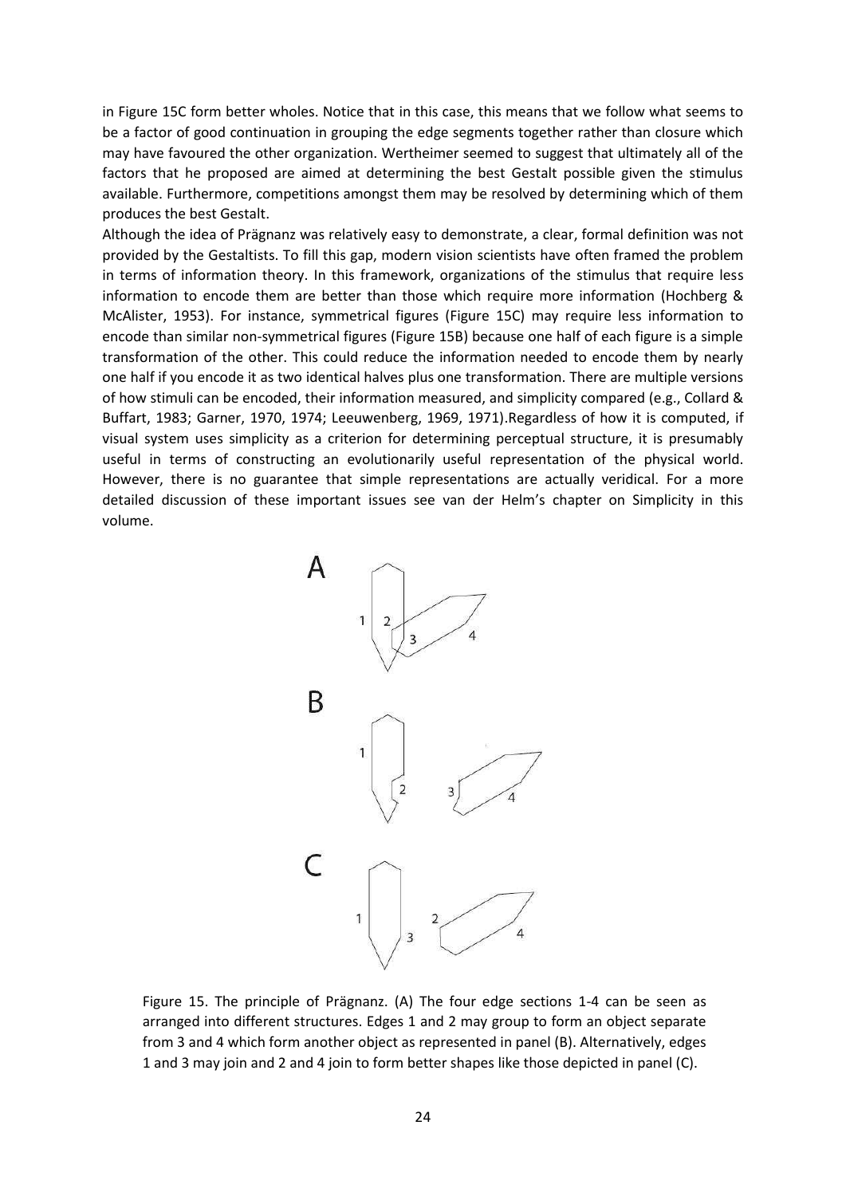in Figure 15C form better wholes. Notice that in this case, this means that we follow what seems to be a factor of good continuation in grouping the edge segments together rather than closure which may have favoured the other organization. Wertheimer seemed to suggest that ultimately all of the factors that he proposed are aimed at determining the best Gestalt possible given the stimulus available. Furthermore, competitions amongst them may be resolved by determining which of them produces the best Gestalt.

Although the idea of Prägnanz was relatively easy to demonstrate, a clear, formal definition was not provided by the Gestaltists. To fill this gap, modern vision scientists have often framed the problem in terms of information theory. In this framework, organizations of the stimulus that require less information to encode them are better than those which require more information (Hochberg & McAlister, 1953). For instance, symmetrical figures (Figure 15C) may require less information to encode than similar non-symmetrical figures (Figure 15B) because one half of each figure is a simple transformation of the other. This could reduce the information needed to encode them by nearly one half if you encode it as two identical halves plus one transformation. There are multiple versions of how stimuli can be encoded, their information measured, and simplicity compared (e.g., Collard & Buffart, 1983; Garner, 1970, 1974; Leeuwenberg, 1969, 1971).Regardless of how it is computed, if visual system uses simplicity as a criterion for determining perceptual structure, it is presumably useful in terms of constructing an evolutionarily useful representation of the physical world. However, there is no guarantee that simple representations are actually veridical. For a more detailed discussion of these important issues see van der Helm's chapter on Simplicity in this volume.

Figure 15. The principle of Prägnanz. (A) The four edge sections 1-4 can be seen as arranged into different structures. Edges 1 and 2 may group to form an object separate from 3 and 4 which form another object as represented in panel (B). Alternatively, edges 1 and 3 may join and 2 and 4 join to form better shapes like those depicted in panel (C).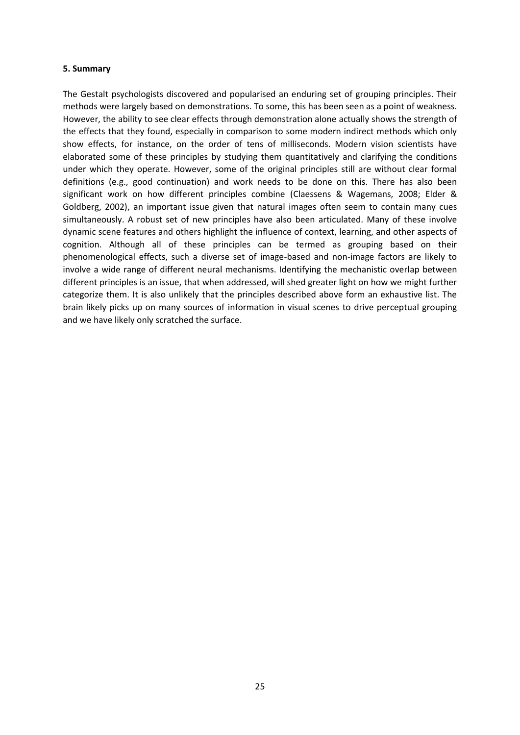## 5. Summary

The Gestalt psychologists discovered and popularised an enduring set of grouping principles. Their methods were largely based on demonstrations. To some, this has been seen as a point of weakness. However, the ability to see clear effects through demonstration alone actually shows the strength of the effects that they found, especially in comparison to some modern indirect methods which only show effects, for instance, on the order of tens of milliseconds. Modern vision scientists have elaborated some of these principles by studying them quantitatively and clarifying the conditions under which they operate. However, some of the original principles still are without clear formal definitions (e.g., good continuation) and work needs to be done on this. There has also been significant work on how different principles combine (Claessens & Wagemans, 2008; Elder & Goldberg, 2002), an important issue given that natural images often seem to contain many cues simultaneously. A robust set of new principles have also been articulated. Many of these involve dynamic scene features and others highlight the influence of context, learning, and other aspects of cognition. Although all of these principles can be termed as grouping based on their phenomenological effects, such a diverse set of image-based and non-image factors are likely to involve a wide range of different neural mechanisms. Identifying the mechanistic overlap between different principles is an issue, that when addressed, will shed greater light on how we might further categorize them. It is also unlikely that the principles described above form an exhaustive list. The brain likely picks up on many sources of information in visual scenes to drive perceptual grouping and we have likely only scratched the surface.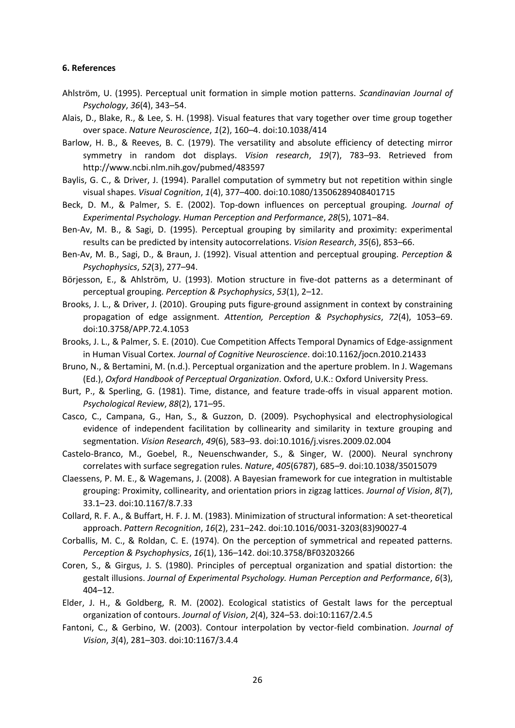**6. References**

Ahlström, U. (1995). Perceptual unit formation in simple motion patterns. *Scandinavian Journal of Psychology*, *36*(4), 343–54.

Alais, D., Blake, R., & Lee, S. H. (1998). Visual features that vary together over time group together over space. *Nature Neuroscience*, *1*(2), 160–4. doi:10.1038/414

Barlow, H. B., & Reeves, B. C. (1979). The versatility and absolute efficiency of detecting mirror symmetry in random dot displays. *Vision research*, *19*(7), 783–93. Retrieved from http://www.ncbi.nlm.nih.gov/pubmed/483597

Baylis, G. C., & Driver, J. (1994). Parallel computation of symmetry but not repetition within single visual shapes. *Visual Cognition*, *1*(4), 377–400. doi:10.1080/13506289408401715

Beck, D. M., & Palmer, S. E. (2002). Top-down influences on perceptual grouping. *Journal of Experimental Psychology. Human Perception and Performance*, *28*(5), 1071–84.

Ben-Av, M. B., & Sagi, D. (1995). Perceptual grouping by similarity and proximity: experimental results can be predicted by intensity autocorrelations. *Vision Research*, *35*(6), 853–66.

Ben-Av, M. B., Sagi, D., & Braun, J. (1992). Visual attention and perceptual grouping. *Perception & Psychophysics*, *52*(3), 277–94.

Börjesson, E., & Ahlström, U. (1993). Motion structure in five-dot patterns as a determinant of perceptual grouping. *Perception & Psychophysics*, *53*(1), 2–12.

Brooks, J. L., & Driver, J. (2010). Grouping puts figure-ground assignment in context by constraining propagation of edge assignment. *Attention, Perception & Psychophysics*, *72*(4), 1053–69. doi:10.3758/APP.72.4.1053

Brooks, J. L., & Palmer, S. E. (2010). Cue Competition Affects Temporal Dynamics of Edge-assignment in Human Visual Cortex. *Journal of Cognitive Neuroscience*. doi:10.1162/jocn.2010.21433

Bruno, N., & Bertamini, M. (n.d.). Perceptual organization and the aperture problem. In J. Wagemans (Ed.), *Oxford Handbook of Perceptual Organization*. Oxford, U.K.: Oxford University Press.

Burt, P., & Sperling, G. (1981). Time, distance, and feature trade-offs in visual apparent motion. *Psychological Review*, *88*(2), 171–95.

Casco, C., Campana, G., Han, S., & Guzzon, D. (2009). Psychophysical and electrophysiological evidence of independent facilitation by collinearity and similarity in texture grouping and segmentation. *Vision Research*, *49*(6), 583–93. doi:10.1016/j.visres.2009.02.004

Castelo-Branco, M., Goebel, R., Neuenschwander, S., & Singer, W. (2000). Neural synchrony correlates with surface segregation rules. *Nature*, *405*(6787), 685–9. doi:10.1038/35015079

Claessens, P. M. E., & Wagemans, J. (2008). A Bayesian framework for cue integration in multistable grouping: Proximity, collinearity, and orientation priors in zigzag lattices. *Journal of Vision*, *8*(7), 33.1–23. doi:10.1167/8.7.33

Collard, R. F. A., & Buffart, H. F. J. M. (1983). Minimization of structural information: A set-theoretical approach. *Pattern Recognition*, *16*(2), 231–242. doi:10.1016/0031-3203(83)90027-4

Corballis, M. C., & Roldan, C. E. (1974). On the perception of symmetrical and repeated patterns. *Perception & Psychophysics*, *16*(1), 136–142. doi:10.3758/BF03203266

Coren, S., & Girgus, J. S. (1980). Principles of perceptual organization and spatial distortion: the gestalt illusions. *Journal of Experimental Psychology. Human Perception and Performance*, *6*(3), 404–12.

Elder, J. H., & Goldberg, R. M. (2002). Ecological statistics of Gestalt laws for the perceptual organization of contours. *Journal of Vision*, *2*(4), 324–53. doi:10:1167/2.4.5

Fantoni, C., & Gerbino, W. (2003). Contour interpolation by vector-field combination. *Journal of Vision*, *3*(4), 281–303. doi:10:1167/3.4.4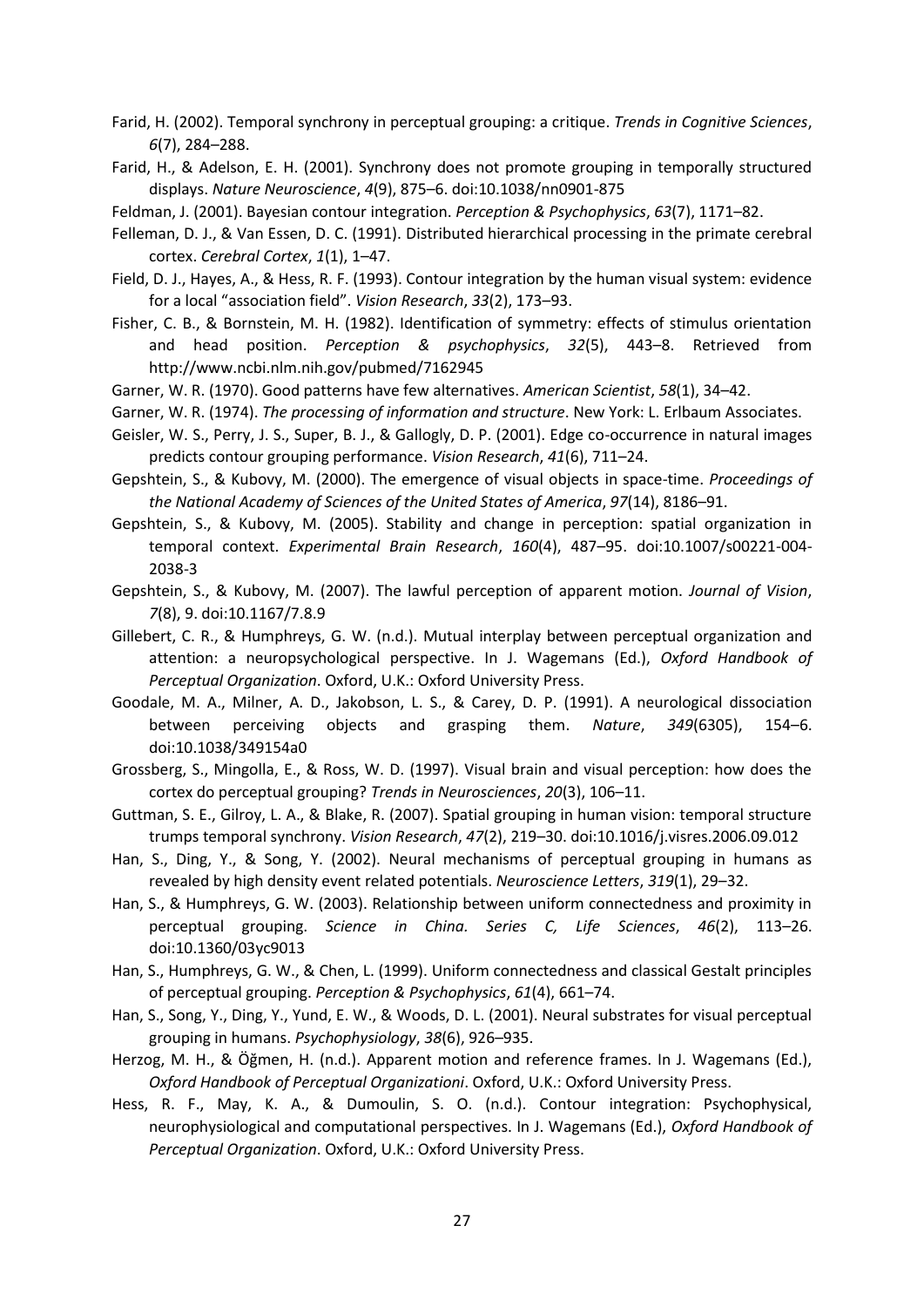Farid, H. (2002). Temporal synchrony in perceptual grouping: a critique. *Trends in Cognitive Sciences*, *6*(7), 284–288.

Farid, H., & Adelson, E. H. (2001). Synchrony does not promote grouping in temporally structured displays. *Nature Neuroscience*, *4*(9), 875–6. doi:10.1038/nn0901-875

Feldman, J. (2001). Bayesian contour integration. *Perception & Psychophysics*, *63*(7), 1171–82.

Felleman, D. J., & Van Essen, D. C. (1991). Distributed hierarchical processing in the primate cerebral cortex. *Cerebral Cortex*, *1*(1), 1–47.

Field, D. J., Hayes, A., & Hess, R. F. (1993). Contour integration by the human visual system: evidence for a local "association field". *Vision Research*, *33*(2), 173–93.

Fisher, C. B., & Bornstein, M. H. (1982). Identification of symmetry: effects of stimulus orientation and head position. *Perception & psychophysics*, *32*(5), 443–8. Retrieved from http://www.ncbi.nlm.nih.gov/pubmed/7162945

Garner, W. R. (1970). Good patterns have few alternatives. *American Scientist*, *58*(1), 34–42.

Garner, W. R. (1974). *The processing of information and structure*. New York: L. Erlbaum Associates.

Geisler, W. S., Perry, J. S., Super, B. J., & Gallogly, D. P. (2001). Edge co-occurrence in natural images predicts contour grouping performance. *Vision Research*, *41*(6), 711–24.

Gepshtein, S., & Kubovy, M. (2000). The emergence of visual objects in space-time. *Proceedings of the National Academy of Sciences of the United States of America*, *97*(14), 8186–91.

Gepshtein, S., & Kubovy, M. (2005). Stability and change in perception: spatial organization in temporal context. *Experimental Brain Research*, *160*(4), 487–95. doi:10.1007/s00221-004-2038-3

Gepshtein, S., & Kubovy, M. (2007). The lawful perception of apparent motion. *Journal of Vision*, *7*(8), 9. doi:10.1167/7.8.9

Gillebert, C. R., & Humphreys, G. W. (n.d.). Mutual interplay between perceptual organization and attention: a neuropsychological perspective. In J. Wagemans (Ed.), *Oxford Handbook of Perceptual Organization*. Oxford, U.K.: Oxford University Press.

Goodale, M. A., Milner, A. D., Jakobson, L. S., & Carey, D. P. (1991). A neurological dissociation between perceiving objects and grasping them. *Nature*, *349*(6305), 154–6. doi:10.1038/349154a0

Grossberg, S., Mingolla, E., & Ross, W. D. (1997). Visual brain and visual perception: how does the cortex do perceptual grouping? *Trends in Neurosciences*, *20*(3), 106–11.

Guttman, S. E., Gilroy, L. A., & Blake, R. (2007). Spatial grouping in human vision: temporal structure trumps temporal synchrony. *Vision Research*, *47*(2), 219–30. doi:10.1016/j.visres.2006.09.012

Han, S., Ding, Y., & Song, Y. (2002). Neural mechanisms of perceptual grouping in humans as revealed by high density event related potentials. *Neuroscience Letters*, *319*(1), 29–32.

Han, S., & Humphreys, G. W. (2003). Relationship between uniform connectedness and proximity in perceptual grouping. *Science in China. Series C, Life Sciences*, *46*(2), 113–26. doi:10.1360/03yc9013

Han, S., Humphreys, G. W., & Chen, L. (1999). Uniform connectedness and classical Gestalt principles of perceptual grouping. *Perception & Psychophysics*, *61*(4), 661–74.

Han, S., Song, Y., Ding, Y., Yund, E. W., & Woods, D. L. (2001). Neural substrates for visual perceptual grouping in humans. *Psychophysiology*, *38*(6), 926–935.

Herzog, M. H., & Öğmen, H. (n.d.). Apparent motion and reference frames. In J. Wagemans (Ed.), *Oxford Handbook of Perceptual Organizationi*. Oxford, U.K.: Oxford University Press.

Hess, R. F., May, K. A., & Dumoulin, S. O. (n.d.). Contour integration: Psychophysical, neurophysiological and computational perspectives. In J. Wagemans (Ed.), *Oxford Handbook of Perceptual Organization*. Oxford, U.K.: Oxford University Press.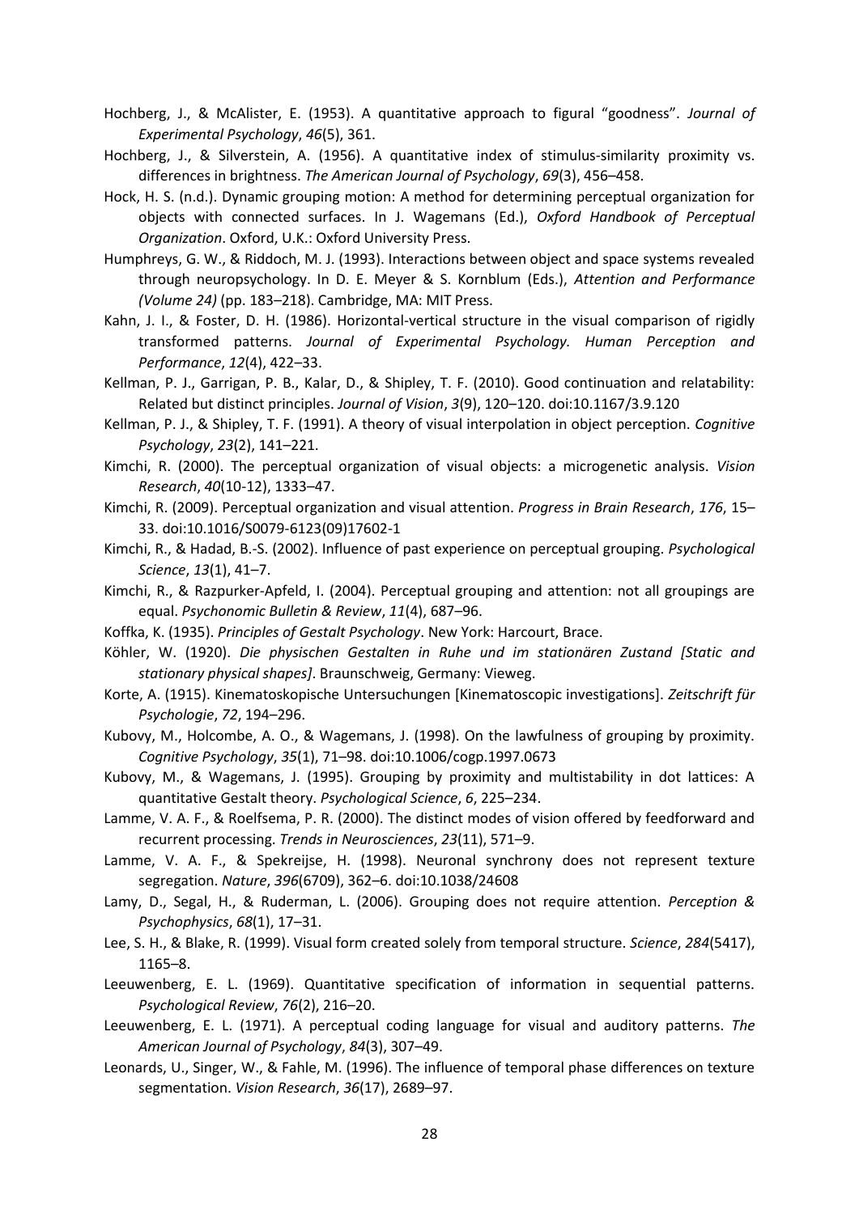Hochberg, J., & McAlister, E. (1953). A quantitative approach to figural "goodness". *Journal of Experimental Psychology*, *46*(5), 361.

Hochberg, J., & Silverstein, A. (1956). A quantitative index of stimulus-similarity proximity vs. differences in brightness. *The American Journal of Psychology*, *69*(3), 456–458.

Hock, H. S. (n.d.). Dynamic grouping motion: A method for determining perceptual organization for objects with connected surfaces. In J. Wagemans (Ed.), *Oxford Handbook of Perceptual Organization*. Oxford, U.K.: Oxford University Press.

Humphreys, G. W., & Riddoch, M. J. (1993). Interactions between object and space systems revealed through neuropsychology. In D. E. Meyer & S. Kornblum (Eds.), *Attention and Performance (Volume 24)* (pp. 183–218). Cambridge, MA: MIT Press.

Kahn, J. I., & Foster, D. H. (1986). Horizontal-vertical structure in the visual comparison of rigidly transformed patterns. *Journal of Experimental Psychology. Human Perception and Performance*, *12*(4), 422–33.

Kellman, P. J., Garrigan, P. B., Kalar, D., & Shipley, T. F. (2010). Good continuation and relatability: Related but distinct principles. *Journal of Vision*, *3*(9), 120–120. doi:10.1167/3.9.120

Kellman, P. J., & Shipley, T. F. (1991). A theory of visual interpolation in object perception. *Cognitive Psychology*, *23*(2), 141–221.

Kimchi, R. (2000). The perceptual organization of visual objects: a microgenetic analysis. *Vision Research*, *40*(10-12), 1333–47.

Kimchi, R. (2009). Perceptual organization and visual attention. *Progress in Brain Research*, *176*, 15–33. doi:10.1016/S0079-6123(09)17602-1

Kimchi, R., & Hadad, B.-S. (2002). Influence of past experience on perceptual grouping. *Psychological Science*, *13*(1), 41–7.

Kimchi, R., & Razpurker-Apfeld, I. (2004). Perceptual grouping and attention: not all groupings are equal. *Psychonomic Bulletin & Review*, *11*(4), 687–96.

Koffka, K. (1935). *Principles of Gestalt Psychology*. New York: Harcourt, Brace.

Köhler, W. (1920). *Die physischen Gestalten in Ruhe und im stationären Zustand [Static and stationary physical shapes]*. Braunschweig, Germany: Vieweg.

Korte, A. (1915). Kinematoskopische Untersuchungen [Kinematoscopic investigations]. *Zeitschrift für Psychologie*, *72*, 194–296.

Kubovy, M., Holcombe, A. O., & Wagemans, J. (1998). On the lawfulness of grouping by proximity. *Cognitive Psychology*, *35*(1), 71–98. doi:10.1006/cogp.1997.0673

Kubovy, M., & Wagemans, J. (1995). Grouping by proximity and multistability in dot lattices: A quantitative Gestalt theory. *Psychological Science*, *6*, 225–234.

Lamme, V. A. F., & Roelfsema, P. R. (2000). The distinct modes of vision offered by feedforward and recurrent processing. *Trends in Neurosciences*, *23*(11), 571–9.

Lamme, V. A. F., & Spekreijse, H. (1998). Neuronal synchrony does not represent texture segregation. *Nature*, *396*(6709), 362–6. doi:10.1038/24608

Lamy, D., Segal, H., & Ruderman, L. (2006). Grouping does not require attention. *Perception & Psychophysics*, *68*(1), 17–31.

Lee, S. H., & Blake, R. (1999). Visual form created solely from temporal structure. *Science*, *284*(5417), 1165–8.

Leeuwenberg, E. L. (1969). Quantitative specification of information in sequential patterns. *Psychological Review*, *76*(2), 216–20.

Leeuwenberg, E. L. (1971). A perceptual coding language for visual and auditory patterns. *The American Journal of Psychology*, *84*(3), 307–49.

Leonards, U., Singer, W., & Fahle, M. (1996). The influence of temporal phase differences on texture segmentation. *Vision Research*, *36*(17), 2689–97.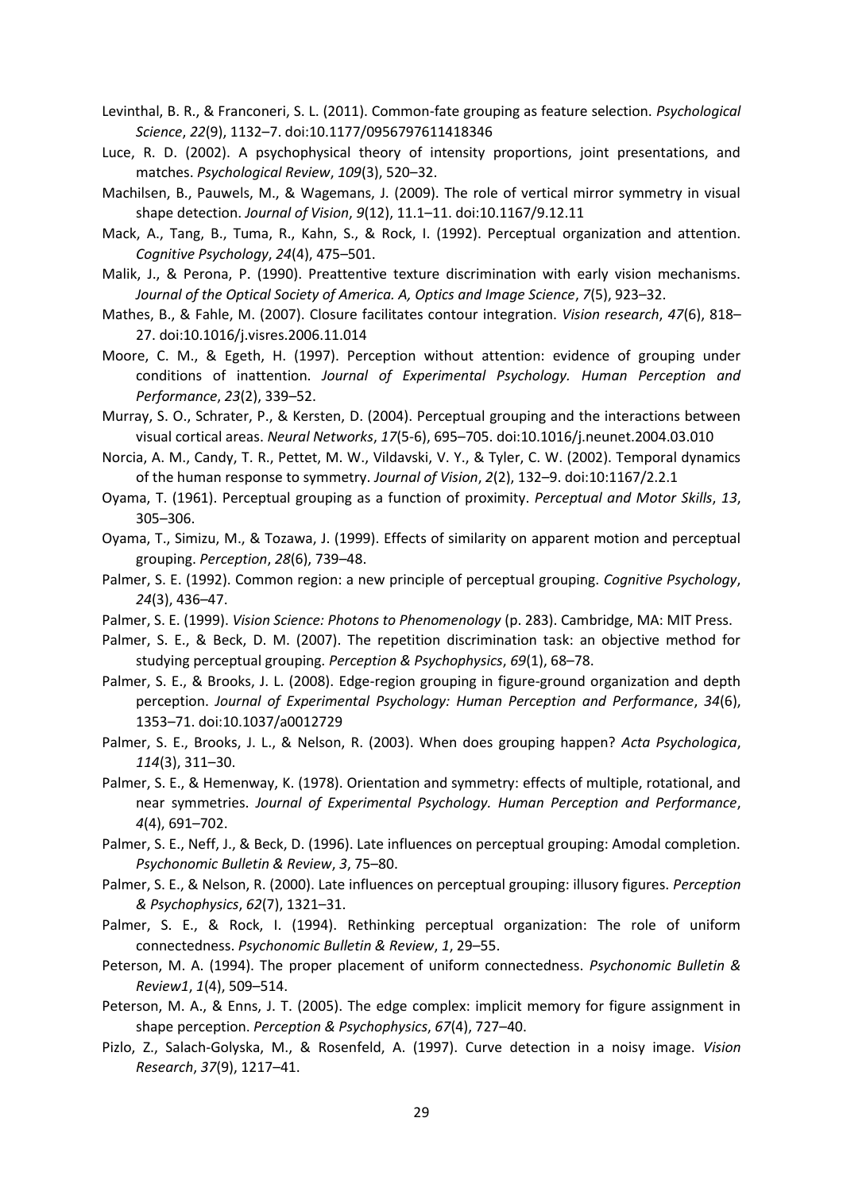Levinthal, B. R., & Franconeri, S. L. (2011). Common-fate grouping as feature selection. *Psychological Science*, *22*(9), 1132–7. doi:10.1177/0956797611418346

Luce, R. D. (2002). A psychophysical theory of intensity proportions, joint presentations, and matches. *Psychological Review*, *109*(3), 520–32.

Machilsen, B., Pauwels, M., & Wagemans, J. (2009). The role of vertical mirror symmetry in visual shape detection. *Journal of Vision*, *9*(12), 11.1–11. doi:10.1167/9.12.11

Mack, A., Tang, B., Tuma, R., Kahn, S., & Rock, I. (1992). Perceptual organization and attention. *Cognitive Psychology*, *24*(4), 475–501.

Malik, J., & Perona, P. (1990). Preattentive texture discrimination with early vision mechanisms. *Journal of the Optical Society of America. A, Optics and Image Science*, *7*(5), 923–32.

Mathes, B., & Fahle, M. (2007). Closure facilitates contour integration. *Vision research*, *47*(6), 818–27. doi:10.1016/j.visres.2006.11.014

Moore, C. M., & Egeth, H. (1997). Perception without attention: evidence of grouping under conditions of inattention. *Journal of Experimental Psychology. Human Perception and Performance*, *23*(2), 339–52.

Murray, S. O., Schrater, P., & Kersten, D. (2004). Perceptual grouping and the interactions between visual cortical areas. *Neural Networks*, *17*(5-6), 695–705. doi:10.1016/j.neunet.2004.03.010

Norcia, A. M., Candy, T. R., Pettet, M. W., Vildavski, V. Y., & Tyler, C. W. (2002). Temporal dynamics of the human response to symmetry. *Journal of Vision*, *2*(2), 132–9. doi:10:1167/2.2.1

Oyama, T. (1961). Perceptual grouping as a function of proximity. *Perceptual and Motor Skills*, *13*, 305–306.

Oyama, T., Simizu, M., & Tozawa, J. (1999). Effects of similarity on apparent motion and perceptual grouping. *Perception*, *28*(6), 739–48.

Palmer, S. E. (1992). Common region: a new principle of perceptual grouping. *Cognitive Psychology*, *24*(3), 436–47.

Palmer, S. E. (1999). *Vision Science: Photons to Phenomenology* (p. 283). Cambridge, MA: MIT Press.

Palmer, S. E., & Beck, D. M. (2007). The repetition discrimination task: an objective method for studying perceptual grouping. *Perception & Psychophysics*, *69*(1), 68–78.

Palmer, S. E., & Brooks, J. L. (2008). Edge-region grouping in figure-ground organization and depth perception. *Journal of Experimental Psychology: Human Perception and Performance*, *34*(6), 1353–71. doi:10.1037/a0012729

Palmer, S. E., Brooks, J. L., & Nelson, R. (2003). When does grouping happen? *Acta Psychologica*, *114*(3), 311–30.

Palmer, S. E., & Hemenway, K. (1978). Orientation and symmetry: effects of multiple, rotational, and near symmetries. *Journal of Experimental Psychology. Human Perception and Performance*, *4*(4), 691–702.

Palmer, S. E., Neff, J., & Beck, D. (1996). Late influences on perceptual grouping: Amodal completion. *Psychonomic Bulletin & Review*, *3*, 75–80.

Palmer, S. E., & Nelson, R. (2000). Late influences on perceptual grouping: illusory figures. *Perception & Psychophysics*, *62*(7), 1321–31.

Palmer, S. E., & Rock, I. (1994). Rethinking perceptual organization: The role of uniform connectedness. *Psychonomic Bulletin & Review*, *1*, 29–55.

Peterson, M. A. (1994). The proper placement of uniform connectedness. *Psychonomic Bulletin & Review1*, *1*(4), 509–514.

Peterson, M. A., & Enns, J. T. (2005). The edge complex: implicit memory for figure assignment in shape perception. *Perception & Psychophysics*, *67*(4), 727–40.

Pizlo, Z., Salach-Golyska, M., & Rosenfeld, A. (1997). Curve detection in a noisy image. *Vision Research*, *37*(9), 1217–41.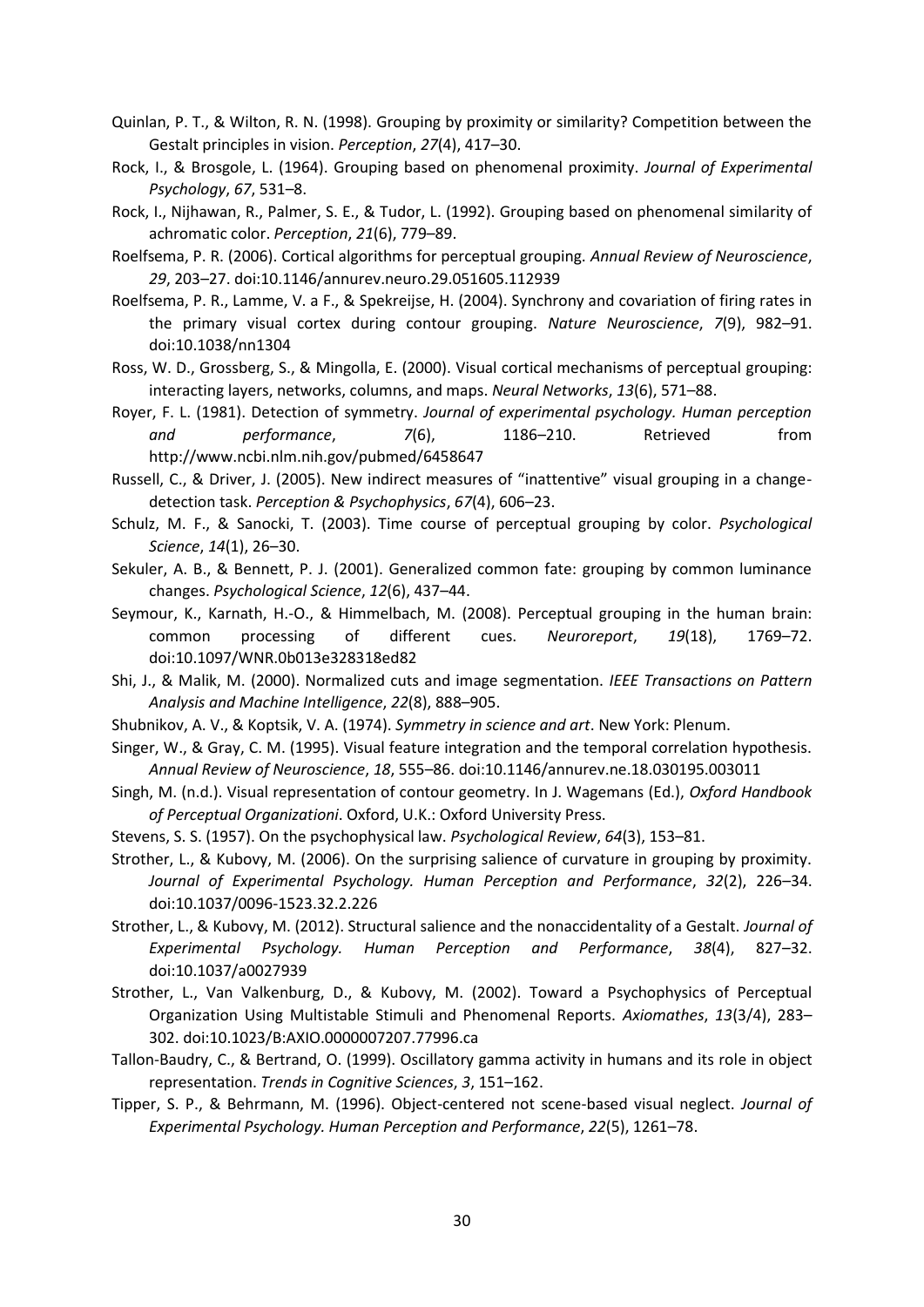Quinlan, P. T., & Wilton, R. N. (1998). Grouping by proximity or similarity? Competition between the Gestalt principles in vision. *Perception*, *27*(4), 417–30.

Rock, I., & Brosgole, L. (1964). Grouping based on phenomenal proximity. *Journal of Experimental Psychology*, *67*, 531–8.

Rock, I., Nijhawan, R., Palmer, S. E., & Tudor, L. (1992). Grouping based on phenomenal similarity of achromatic color. *Perception*, *21*(6), 779–89.

Roelfsema, P. R. (2006). Cortical algorithms for perceptual grouping. *Annual Review of Neuroscience*, *29*, 203–27. doi:10.1146/annurev.neuro.29.051605.112939

Roelfsema, P. R., Lamme, V. a F., & Spekreijse, H. (2004). Synchrony and covariation of firing rates in the primary visual cortex during contour grouping. *Nature Neuroscience*, *7*(9), 982–91. doi:10.1038/nn1304

Ross, W. D., Grossberg, S., & Mingolla, E. (2000). Visual cortical mechanisms of perceptual grouping: interacting layers, networks, columns, and maps. *Neural Networks*, *13*(6), 571–88.

Royer, F. L. (1981). Detection of symmetry. *Journal of experimental psychology. Human perception and performance*, *7*(6), 1186–210. Retrieved from http://www.ncbi.nlm.nih.gov/pubmed/6458647

Russell, C., & Driver, J. (2005). New indirect measures of "inattentive" visual grouping in a change-detection task. *Perception & Psychophysics*, *67*(4), 606–23.

Schulz, M. F., & Sanocki, T. (2003). Time course of perceptual grouping by color. *Psychological Science*, *14*(1), 26–30.

Sekuler, A. B., & Bennett, P. J. (2001). Generalized common fate: grouping by common luminance changes. *Psychological Science*, *12*(6), 437–44.

Seymour, K., Karnath, H.-O., & Himmelbach, M. (2008). Perceptual grouping in the human brain: common processing of different cues. *Neuroreport*, *19*(18), 1769–72. doi:10.1097/WNR.0b013e328318ed82

Shi, J., & Malik, M. (2000). Normalized cuts and image segmentation. *IEEE Transactions on Pattern Analysis and Machine Intelligence*, *22*(8), 888–905.

Shubnikov, A. V., & Koptsik, V. A. (1974). *Symmetry in science and art*. New York: Plenum.

Singer, W., & Gray, C. M. (1995). Visual feature integration and the temporal correlation hypothesis. *Annual Review of Neuroscience*, *18*, 555–86. doi:10.1146/annurev.ne.18.030195.003011

Singh, M. (n.d.). Visual representation of contour geometry. In J. Wagemans (Ed.), *Oxford Handbook of Perceptual Organizationi*. Oxford, U.K.: Oxford University Press.

Stevens, S. S. (1957). On the psychophysical law. *Psychological Review*, *64*(3), 153–81.

Strother, L., & Kubovy, M. (2006). On the surprising salience of curvature in grouping by proximity. *Journal of Experimental Psychology. Human Perception and Performance*, *32*(2), 226–34. doi:10.1037/0096-1523.32.2.226

Strother, L., & Kubovy, M. (2012). Structural salience and the nonaccidentality of a Gestalt. *Journal of Experimental Psychology. Human Perception and Performance*, *38*(4), 827–32. doi:10.1037/a0027939

Strother, L., Van Valkenburg, D., & Kubovy, M. (2002). Toward a Psychophysics of Perceptual Organization Using Multistable Stimuli and Phenomenal Reports. *Axiomathes*, *13*(3/4), 283–302. doi:10.1023/B:AXIO.0000007207.77996.ca

Tallon-Baudry, C., & Bertrand, O. (1999). Oscillatory gamma activity in humans and its role in object representation. *Trends in Cognitive Sciences*, *3*, 151–162.

Tipper, S. P., & Behrmann, M. (1996). Object-centered not scene-based visual neglect. *Journal of Experimental Psychology. Human Perception and Performance*, *22*(5), 1261–78.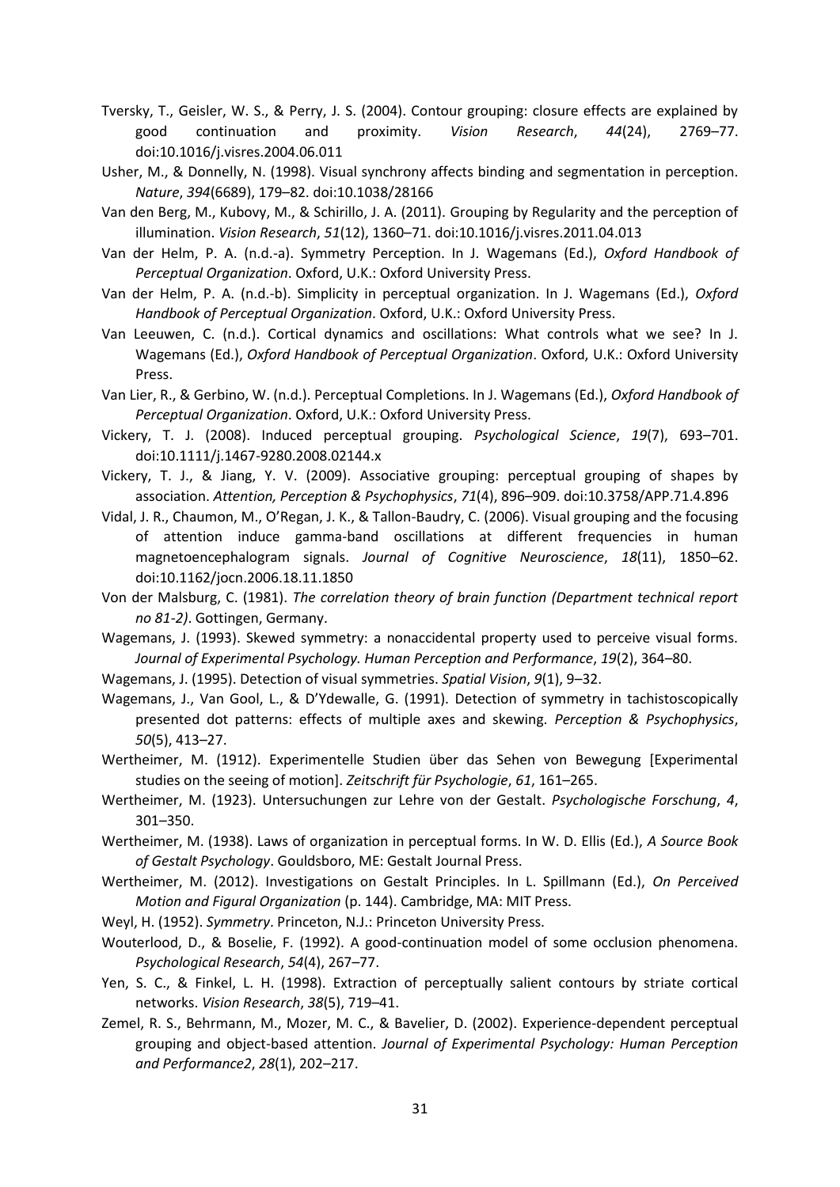Tversky, T., Geisler, W. S., & Perry, J. S. (2004). Contour grouping: closure effects are explained by good continuation and proximity. *Vision Research*, *44*(24), 2769–77. doi:10.1016/j.visres.2004.06.011

Usher, M., & Donnelly, N. (1998). Visual synchrony affects binding and segmentation in perception. *Nature*, *394*(6689), 179–82. doi:10.1038/28166

Van den Berg, M., Kubovy, M., & Schirillo, J. A. (2011). Grouping by Regularity and the perception of illumination. *Vision Research*, *51*(12), 1360–71. doi:10.1016/j.visres.2011.04.013

Van der Helm, P. A. (n.d.-a). Symmetry Perception. In J. Wagemans (Ed.), *Oxford Handbook of Perceptual Organization*. Oxford, U.K.: Oxford University Press.

Van der Helm, P. A. (n.d.-b). Simplicity in perceptual organization. In J. Wagemans (Ed.), *Oxford Handbook of Perceptual Organization*. Oxford, U.K.: Oxford University Press.

Van Leeuwen, C. (n.d.). Cortical dynamics and oscillations: What controls what we see? In J. Wagemans (Ed.), *Oxford Handbook of Perceptual Organization*. Oxford, U.K.: Oxford University Press.

Van Lier, R., & Gerbino, W. (n.d.). Perceptual Completions. In J. Wagemans (Ed.), *Oxford Handbook of Perceptual Organization*. Oxford, U.K.: Oxford University Press.

Vickery, T. J. (2008). Induced perceptual grouping. *Psychological Science*, *19*(7), 693–701. doi:10.1111/j.1467-9280.2008.02144.x

Vickery, T. J., & Jiang, Y. V. (2009). Associative grouping: perceptual grouping of shapes by association. *Attention, Perception & Psychophysics*, *71*(4), 896–909. doi:10.3758/APP.71.4.896

Vidal, J. R., Chaumon, M., O'Regan, J. K., & Tallon-Baudry, C. (2006). Visual grouping and the focusing of attention induce gamma-band oscillations at different frequencies in human magnetoencephalogram signals. *Journal of Cognitive Neuroscience*, *18*(11), 1850–62. doi:10.1162/jocn.2006.18.11.1850

Von der Malsburg, C. (1981). *The correlation theory of brain function (Department technical report no 81-2)*. Gottingen, Germany.

Wagemans, J. (1993). Skewed symmetry: a nonaccidental property used to perceive visual forms. *Journal of Experimental Psychology. Human Perception and Performance*, *19*(2), 364–80.

Wagemans, J. (1995). Detection of visual symmetries. *Spatial Vision*, *9*(1), 9–32.

Wagemans, J., Van Gool, L., & D'Ydewalle, G. (1991). Detection of symmetry in tachistoscopically presented dot patterns: effects of multiple axes and skewing. *Perception & Psychophysics*, *50*(5), 413–27.

Wertheimer, M. (1912). Experimentelle Studien über das Sehen von Bewegung [Experimental studies on the seeing of motion]. *Zeitschrift für Psychologie*, *61*, 161–265.

Wertheimer, M. (1923). Untersuchungen zur Lehre von der Gestalt. *Psychologische Forschung*, *4*, 301–350.

Wertheimer, M. (1938). Laws of organization in perceptual forms. In W. D. Ellis (Ed.), *A Source Book of Gestalt Psychology*. Gouldsboro, ME: Gestalt Journal Press.

Wertheimer, M. (2012). Investigations on Gestalt Principles. In L. Spillmann (Ed.), *On Perceived Motion and Figural Organization* (p. 144). Cambridge, MA: MIT Press.

Weyl, H. (1952). *Symmetry*. Princeton, N.J.: Princeton University Press.

Wouterlood, D., & Boselie, F. (1992). A good-continuation model of some occlusion phenomena. *Psychological Research*, *54*(4), 267–77.

Yen, S. C., & Finkel, L. H. (1998). Extraction of perceptually salient contours by striate cortical networks. *Vision Research*, *38*(5), 719–41.

Zemel, R. S., Behrmann, M., Mozer, M. C., & Bavelier, D. (2002). Experience-dependent perceptual grouping and object-based attention. *Journal of Experimental Psychology: Human Perception and Performance2*, *28*(1), 202–217.